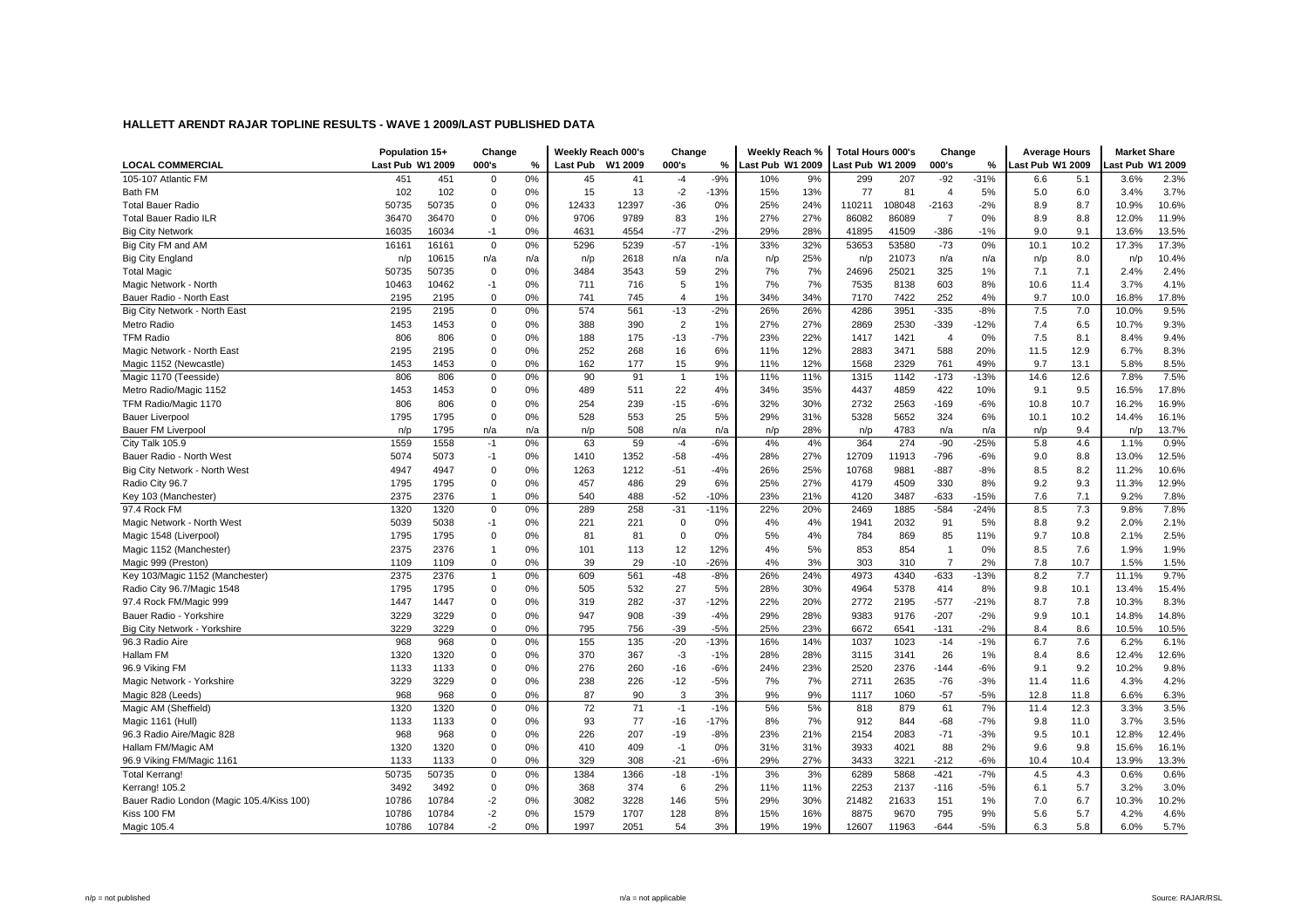## HALLETT ARENDT RAJAR TOPLINE RESULTS - WAVE 1 2009/LAST PUBLISHED DATA

| | Population 15+ | | Change | | Weekly Reach 000's | | Change | | Weekly Reach % | | Total Hours 000's | | Change | | Average Hours | | Market Share | |
|---|---|---|---|---|---|---|---|---|---|---|---|---|---|---|---|---|---|---|
| LOCAL COMMERCIAL | Last Pub | W1 2009 | 000's | % | Last Pub | W1 2009 | 000's | % | Last Pub | W1 2009 | Last Pub | W1 2009 | 000's | % | Last Pub | W1 2009 | Last Pub | W1 2009 |
| 105-107 Atlantic FM | 451 | 451 | 0 | 0% | 45 | 41 | -4 | -9% | 10% | 9% | 299 | 207 | -92 | -31% | 6.6 | 5.1 | 3.6% | 2.3% |
| Bath FM | 102 | 102 | 0 | 0% | 15 | 13 | -2 | -13% | 15% | 13% | 77 | 81 | 4 | 5% | 5.0 | 6.0 | 3.4% | 3.7% |
| Total Bauer Radio | 50735 | 50735 | 0 | 0% | 12433 | 12397 | -36 | 0% | 25% | 24% | 110211 | 108048 | -2163 | -2% | 8.9 | 8.7 | 10.9% | 10.6% |
| Total Bauer Radio ILR | 36470 | 36470 | 0 | 0% | 9706 | 9789 | 83 | 1% | 27% | 27% | 86082 | 86089 | 7 | 0% | 8.9 | 8.8 | 12.0% | 11.9% |
| Big City Network | 16035 | 16034 | -1 | 0% | 4631 | 4554 | -77 | -2% | 29% | 28% | 41895 | 41509 | -386 | -1% | 9.0 | 9.1 | 13.6% | 13.5% |
| Big City FM and AM | 16161 | 16161 | 0 | 0% | 5296 | 5239 | -57 | -1% | 33% | 32% | 53653 | 53580 | -73 | 0% | 10.1 | 10.2 | 17.3% | 17.3% |
| Big City England | n/p | 10615 | n/a | n/a | n/p | 2618 | n/a | n/a | n/p | 25% | n/p | 21073 | n/a | n/a | n/p | 8.0 | n/p | 10.4% |
| Total Magic | 50735 | 50735 | 0 | 0% | 3484 | 3543 | 59 | 2% | 7% | 7% | 24696 | 25021 | 325 | 1% | 7.1 | 7.1 | 2.4% | 2.4% |
| Magic Network - North | 10463 | 10462 | -1 | 0% | 711 | 716 | 5 | 1% | 7% | 7% | 7535 | 8138 | 603 | 8% | 10.6 | 11.4 | 3.7% | 4.1% |
| Bauer Radio - North East | 2195 | 2195 | 0 | 0% | 741 | 745 | 4 | 1% | 34% | 34% | 7170 | 7422 | 252 | 4% | 9.7 | 10.0 | 16.8% | 17.8% |
| Big City Network - North East | 2195 | 2195 | 0 | 0% | 574 | 561 | -13 | -2% | 26% | 26% | 4286 | 3951 | -335 | -8% | 7.5 | 7.0 | 10.0% | 9.5% |
| Metro Radio | 1453 | 1453 | 0 | 0% | 388 | 390 | 2 | 1% | 27% | 27% | 2869 | 2530 | -339 | -12% | 7.4 | 6.5 | 10.7% | 9.3% |
| TFM Radio | 806 | 806 | 0 | 0% | 188 | 175 | -13 | -7% | 23% | 22% | 1417 | 1421 | 4 | 0% | 7.5 | 8.1 | 8.4% | 9.4% |
| Magic Network - North East | 2195 | 2195 | 0 | 0% | 252 | 268 | 16 | 6% | 11% | 12% | 2883 | 3471 | 588 | 20% | 11.5 | 12.9 | 6.7% | 8.3% |
| Magic 1152 (Newcastle) | 1453 | 1453 | 0 | 0% | 162 | 177 | 15 | 9% | 11% | 12% | 1568 | 2329 | 761 | 49% | 9.7 | 13.1 | 5.8% | 8.5% |
| Magic 1170 (Teesside) | 806 | 806 | 0 | 0% | 90 | 91 | 1 | 1% | 11% | 11% | 1315 | 1142 | -173 | -13% | 14.6 | 12.6 | 7.8% | 7.5% |
| Metro Radio/Magic 1152 | 1453 | 1453 | 0 | 0% | 489 | 511 | 22 | 4% | 34% | 35% | 4437 | 4859 | 422 | 10% | 9.1 | 9.5 | 16.5% | 17.8% |
| TFM Radio/Magic 1170 | 806 | 806 | 0 | 0% | 254 | 239 | -15 | -6% | 32% | 30% | 2732 | 2563 | -169 | -6% | 10.8 | 10.7 | 16.2% | 16.9% |
| Bauer Liverpool | 1795 | 1795 | 0 | 0% | 528 | 553 | 25 | 5% | 29% | 31% | 5328 | 5652 | 324 | 6% | 10.1 | 10.2 | 14.4% | 16.1% |
| Bauer FM Liverpool | n/p | 1795 | n/a | n/a | n/p | 508 | n/a | n/a | n/p | 28% | n/p | 4783 | n/a | n/a | n/p | 9.4 | n/p | 13.7% |
| City Talk 105.9 | 1559 | 1558 | -1 | 0% | 63 | 59 | -4 | -6% | 4% | 4% | 364 | 274 | -90 | -25% | 5.8 | 4.6 | 1.1% | 0.9% |
| Bauer Radio - North West | 5074 | 5073 | -1 | 0% | 1410 | 1352 | -58 | -4% | 28% | 27% | 12709 | 11913 | -796 | -6% | 9.0 | 8.8 | 13.0% | 12.5% |
| Big City Network - North West | 4947 | 4947 | 0 | 0% | 1263 | 1212 | -51 | -4% | 26% | 25% | 10768 | 9881 | -887 | -8% | 8.5 | 8.2 | 11.2% | 10.6% |
| Radio City 96.7 | 1795 | 1795 | 0 | 0% | 457 | 486 | 29 | 6% | 25% | 27% | 4179 | 4509 | 330 | 8% | 9.2 | 9.3 | 11.3% | 12.9% |
| Key 103 (Manchester) | 2375 | 2376 | 1 | 0% | 540 | 488 | -52 | -10% | 23% | 21% | 4120 | 3487 | -633 | -15% | 7.6 | 7.1 | 9.2% | 7.8% |
| 97.4 Rock FM | 1320 | 1320 | 0 | 0% | 289 | 258 | -31 | -11% | 22% | 20% | 2469 | 1885 | -584 | -24% | 8.5 | 7.3 | 9.8% | 7.8% |
| Magic Network - North West | 5039 | 5038 | -1 | 0% | 221 | 221 | 0 | 0% | 4% | 4% | 1941 | 2032 | 91 | 5% | 8.8 | 9.2 | 2.0% | 2.1% |
| Magic 1548 (Liverpool) | 1795 | 1795 | 0 | 0% | 81 | 81 | 0 | 0% | 5% | 4% | 784 | 869 | 85 | 11% | 9.7 | 10.8 | 2.1% | 2.5% |
| Magic 1152 (Manchester) | 2375 | 2376 | 1 | 0% | 101 | 113 | 12 | 12% | 4% | 5% | 853 | 854 | 1 | 0% | 8.5 | 7.6 | 1.9% | 1.9% |
| Magic 999 (Preston) | 1109 | 1109 | 0 | 0% | 39 | 29 | -10 | -26% | 4% | 3% | 303 | 310 | 7 | 2% | 7.8 | 10.7 | 1.5% | 1.5% |
| Key 103/Magic 1152 (Manchester) | 2375 | 2376 | 1 | 0% | 609 | 561 | -48 | -8% | 26% | 24% | 4973 | 4340 | -633 | -13% | 8.2 | 7.7 | 11.1% | 9.7% |
| Radio City 96.7/Magic 1548 | 1795 | 1795 | 0 | 0% | 505 | 532 | 27 | 5% | 28% | 30% | 4964 | 5378 | 414 | 8% | 9.8 | 10.1 | 13.4% | 15.4% |
| 97.4 Rock FM/Magic 999 | 1447 | 1447 | 0 | 0% | 319 | 282 | -37 | -12% | 22% | 20% | 2772 | 2195 | -577 | -21% | 8.7 | 7.8 | 10.3% | 8.3% |
| Bauer Radio - Yorkshire | 3229 | 3229 | 0 | 0% | 947 | 908 | -39 | -4% | 29% | 28% | 9383 | 9176 | -207 | -2% | 9.9 | 10.1 | 14.8% | 14.8% |
| Big City Network - Yorkshire | 3229 | 3229 | 0 | 0% | 795 | 756 | -39 | -5% | 25% | 23% | 6672 | 6541 | -131 | -2% | 8.4 | 8.6 | 10.5% | 10.5% |
| 96.3 Radio Aire | 968 | 968 | 0 | 0% | 155 | 135 | -20 | -13% | 16% | 14% | 1037 | 1023 | -14 | -1% | 6.7 | 7.6 | 6.2% | 6.1% |
| Hallam FM | 1320 | 1320 | 0 | 0% | 370 | 367 | -3 | -1% | 28% | 28% | 3115 | 3141 | 26 | 1% | 8.4 | 8.6 | 12.4% | 12.6% |
| 96.9 Viking FM | 1133 | 1133 | 0 | 0% | 276 | 260 | -16 | -6% | 24% | 23% | 2520 | 2376 | -144 | -6% | 9.1 | 9.2 | 10.2% | 9.8% |
| Magic Network - Yorkshire | 3229 | 3229 | 0 | 0% | 238 | 226 | -12 | -5% | 7% | 7% | 2711 | 2635 | -76 | -3% | 11.4 | 11.6 | 4.3% | 4.2% |
| Magic 828 (Leeds) | 968 | 968 | 0 | 0% | 87 | 90 | 3 | 3% | 9% | 9% | 1117 | 1060 | -57 | -5% | 12.8 | 11.8 | 6.6% | 6.3% |
| Magic AM (Sheffield) | 1320 | 1320 | 0 | 0% | 72 | 71 | -1 | -1% | 5% | 5% | 818 | 879 | 61 | 7% | 11.4 | 12.3 | 3.3% | 3.5% |
| Magic 1161 (Hull) | 1133 | 1133 | 0 | 0% | 93 | 77 | -16 | -17% | 8% | 7% | 912 | 844 | -68 | -7% | 9.8 | 11.0 | 3.7% | 3.5% |
| 96.3 Radio Aire/Magic 828 | 968 | 968 | 0 | 0% | 226 | 207 | -19 | -8% | 23% | 21% | 2154 | 2083 | -71 | -3% | 9.5 | 10.1 | 12.8% | 12.4% |
| Hallam FM/Magic AM | 1320 | 1320 | 0 | 0% | 410 | 409 | -1 | 0% | 31% | 31% | 3933 | 4021 | 88 | 2% | 9.6 | 9.8 | 15.6% | 16.1% |
| 96.9 Viking FM/Magic 1161 | 1133 | 1133 | 0 | 0% | 329 | 308 | -21 | -6% | 29% | 27% | 3433 | 3221 | -212 | -6% | 10.4 | 10.4 | 13.9% | 13.3% |
| Total Kerrang! | 50735 | 50735 | 0 | 0% | 1384 | 1366 | -18 | -1% | 3% | 3% | 6289 | 5868 | -421 | -7% | 4.5 | 4.3 | 0.6% | 0.6% |
| Kerrang! 105.2 | 3492 | 3492 | 0 | 0% | 368 | 374 | 6 | 2% | 11% | 11% | 2253 | 2137 | -116 | -5% | 6.1 | 5.7 | 3.2% | 3.0% |
| Bauer Radio London (Magic 105.4/Kiss 100) | 10786 | 10784 | -2 | 0% | 3082 | 3228 | 146 | 5% | 29% | 30% | 21482 | 21633 | 151 | 1% | 7.0 | 6.7 | 10.3% | 10.2% |
| Kiss 100 FM | 10786 | 10784 | -2 | 0% | 1579 | 1707 | 128 | 8% | 15% | 16% | 8875 | 9670 | 795 | 9% | 5.6 | 5.7 | 4.2% | 4.6% |
| Magic 105.4 | 10786 | 10784 | -2 | 0% | 1997 | 2051 | 54 | 3% | 19% | 19% | 12607 | 11963 | -644 | -5% | 6.3 | 5.8 | 6.0% | 5.7% |

n/p = not published    n/a = not applicable    Source: RAJAR/RSL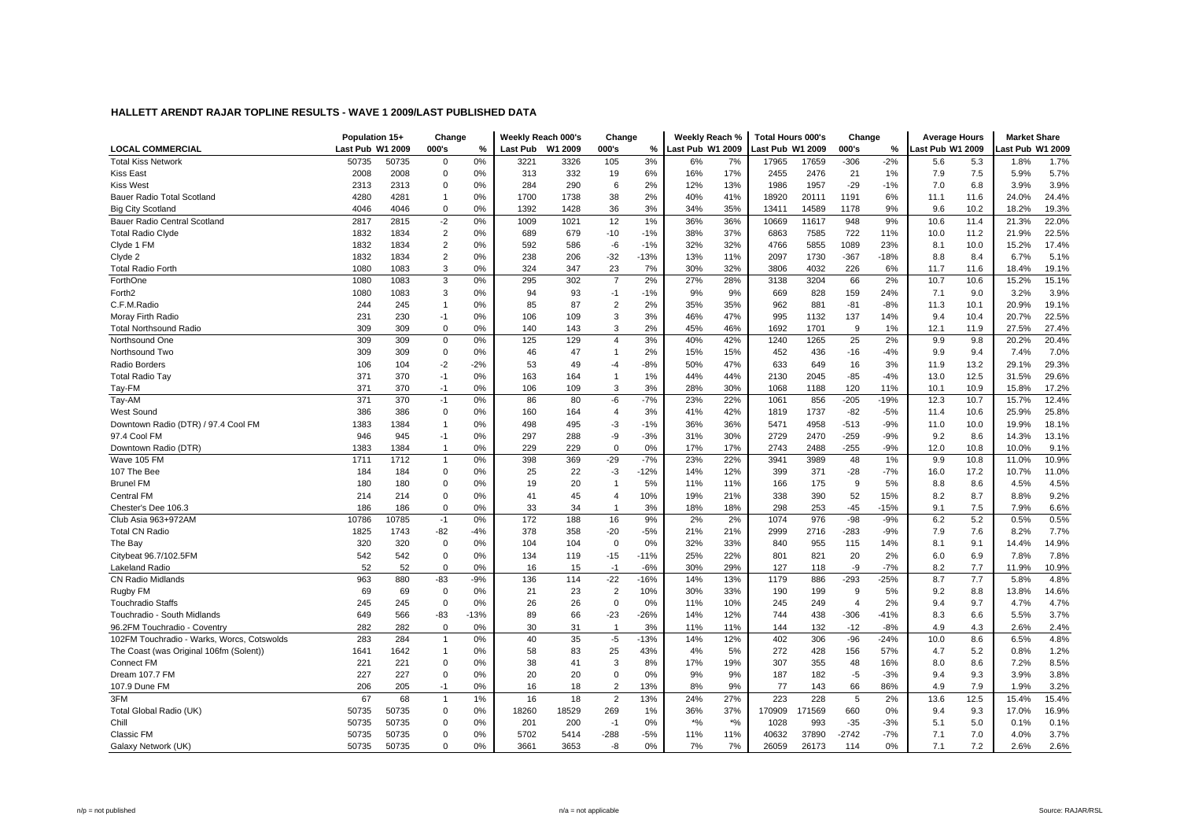# HALLETT ARENDT RAJAR TOPLINE RESULTS - WAVE 1 2009/LAST PUBLISHED DATA

| | Population 15+ | | Change | | Weekly Reach 000's | | Change | | Weekly Reach % | | Total Hours 000's | | Change | | Average Hours | | Market Share | |
|---|---|---|---|---|---|---|---|---|---|---|---|---|---|---|---|---|---|---|
| LOCAL COMMERCIAL | Last Pub | W1 2009 | 000's | % | Last Pub | W1 2009 | 000's | % | Last Pub | W1 2009 | Last Pub | W1 2009 | 000's | % | Last Pub | W1 2009 | Last Pub | W1 2009 |
| Total Kiss Network | 50735 | 50735 | 0 | 0% | 3221 | 3326 | 105 | 3% | 6% | 7% | 17965 | 17659 | -306 | -2% | 5.6 | 5.3 | 1.8% | 1.7% |
| Kiss East | 2008 | 2008 | 0 | 0% | 313 | 332 | 19 | 6% | 16% | 17% | 2455 | 2476 | 21 | 1% | 7.9 | 7.5 | 5.9% | 5.7% |
| Kiss West | 2313 | 2313 | 0 | 0% | 284 | 290 | 6 | 2% | 12% | 13% | 1986 | 1957 | -29 | -1% | 7.0 | 6.8 | 3.9% | 3.9% |
| Bauer Radio Total Scotland | 4280 | 4281 | 1 | 0% | 1700 | 1738 | 38 | 2% | 40% | 41% | 18920 | 20111 | 1191 | 6% | 11.1 | 11.6 | 24.0% | 24.4% |
| Big City Scotland | 4046 | 4046 | 0 | 0% | 1392 | 1428 | 36 | 3% | 34% | 35% | 13411 | 14589 | 1178 | 9% | 9.6 | 10.2 | 18.2% | 19.3% |
| Bauer Radio Central Scotland | 2817 | 2815 | -2 | 0% | 1009 | 1021 | 12 | 1% | 36% | 36% | 10669 | 11617 | 948 | 9% | 10.6 | 11.4 | 21.3% | 22.0% |
| Total Radio Clyde | 1832 | 1834 | 2 | 0% | 689 | 679 | -10 | -1% | 38% | 37% | 6863 | 7585 | 722 | 11% | 10.0 | 11.2 | 21.9% | 22.5% |
| Clyde 1 FM | 1832 | 1834 | 2 | 0% | 592 | 586 | -6 | -1% | 32% | 32% | 4766 | 5855 | 1089 | 23% | 8.1 | 10.0 | 15.2% | 17.4% |
| Clyde 2 | 1832 | 1834 | 2 | 0% | 238 | 206 | -32 | -13% | 13% | 11% | 2097 | 1730 | -367 | -18% | 8.8 | 8.4 | 6.7% | 5.1% |
| Total Radio Forth | 1080 | 1083 | 3 | 0% | 324 | 347 | 23 | 7% | 30% | 32% | 3806 | 4032 | 226 | 6% | 11.7 | 11.6 | 18.4% | 19.1% |
| ForthOne | 1080 | 1083 | 3 | 0% | 295 | 302 | 7 | 2% | 27% | 28% | 3138 | 3204 | 66 | 2% | 10.7 | 10.6 | 15.2% | 15.1% |
| Forth2 | 1080 | 1083 | 3 | 0% | 94 | 93 | -1 | -1% | 9% | 9% | 669 | 828 | 159 | 24% | 7.1 | 9.0 | 3.2% | 3.9% |
| C.F.M.Radio | 244 | 245 | 1 | 0% | 85 | 87 | 2 | 2% | 35% | 35% | 962 | 881 | -81 | -8% | 11.3 | 10.1 | 20.9% | 19.1% |
| Moray Firth Radio | 231 | 230 | -1 | 0% | 106 | 109 | 3 | 3% | 46% | 47% | 995 | 1132 | 137 | 14% | 9.4 | 10.4 | 20.7% | 22.5% |
| Total Northsound Radio | 309 | 309 | 0 | 0% | 140 | 143 | 3 | 2% | 45% | 46% | 1692 | 1701 | 9 | 1% | 12.1 | 11.9 | 27.5% | 27.4% |
| Northsound One | 309 | 309 | 0 | 0% | 125 | 129 | 4 | 3% | 40% | 42% | 1240 | 1265 | 25 | 2% | 9.9 | 9.8 | 20.2% | 20.4% |
| Northsound Two | 309 | 309 | 0 | 0% | 46 | 47 | 1 | 2% | 15% | 15% | 452 | 436 | -16 | -4% | 9.9 | 9.4 | 7.4% | 7.0% |
| Radio Borders | 106 | 104 | -2 | -2% | 53 | 49 | -4 | -8% | 50% | 47% | 633 | 649 | 16 | 3% | 11.9 | 13.2 | 29.1% | 29.3% |
| Total Radio Tay | 371 | 370 | -1 | 0% | 163 | 164 | 1 | 1% | 44% | 44% | 2130 | 2045 | -85 | -4% | 13.0 | 12.5 | 31.5% | 29.6% |
| Tay-FM | 371 | 370 | -1 | 0% | 106 | 109 | 3 | 3% | 28% | 30% | 1068 | 1188 | 120 | 11% | 10.1 | 10.9 | 15.8% | 17.2% |
| Tay-AM | 371 | 370 | -1 | 0% | 86 | 80 | -6 | -7% | 23% | 22% | 1061 | 856 | -205 | -19% | 12.3 | 10.7 | 15.7% | 12.4% |
| West Sound | 386 | 386 | 0 | 0% | 160 | 164 | 4 | 3% | 41% | 42% | 1819 | 1737 | -82 | -5% | 11.4 | 10.6 | 25.9% | 25.8% |
| Downtown Radio (DTR) / 97.4 Cool FM | 1383 | 1384 | 1 | 0% | 498 | 495 | -3 | -1% | 36% | 36% | 5471 | 4958 | -513 | -9% | 11.0 | 10.0 | 19.9% | 18.1% |
| 97.4 Cool FM | 946 | 945 | -1 | 0% | 297 | 288 | -9 | -3% | 31% | 30% | 2729 | 2470 | -259 | -9% | 9.2 | 8.6 | 14.3% | 13.1% |
| Downtown Radio (DTR) | 1383 | 1384 | 1 | 0% | 229 | 229 | 0 | 0% | 17% | 17% | 2743 | 2488 | -255 | -9% | 12.0 | 10.8 | 10.0% | 9.1% |
| Wave 105 FM | 1711 | 1712 | 1 | 0% | 398 | 369 | -29 | -7% | 23% | 22% | 3941 | 3989 | 48 | 1% | 9.9 | 10.8 | 11.0% | 10.9% |
| 107 The Bee | 184 | 184 | 0 | 0% | 25 | 22 | -3 | -12% | 14% | 12% | 399 | 371 | -28 | -7% | 16.0 | 17.2 | 10.7% | 11.0% |
| Brunel FM | 180 | 180 | 0 | 0% | 19 | 20 | 1 | 5% | 11% | 11% | 166 | 175 | 9 | 5% | 8.8 | 8.6 | 4.5% | 4.5% |
| Central FM | 214 | 214 | 0 | 0% | 41 | 45 | 4 | 10% | 19% | 21% | 338 | 390 | 52 | 15% | 8.2 | 8.7 | 8.8% | 9.2% |
| Chester's Dee 106.3 | 186 | 186 | 0 | 0% | 33 | 34 | 1 | 3% | 18% | 18% | 298 | 253 | -45 | -15% | 9.1 | 7.5 | 7.9% | 6.6% |
| Club Asia 963+972AM | 10786 | 10785 | -1 | 0% | 172 | 188 | 16 | 9% | 2% | 2% | 1074 | 976 | -98 | -9% | 6.2 | 5.2 | 0.5% | 0.5% |
| Total CN Radio | 1825 | 1743 | -82 | -4% | 378 | 358 | -20 | -5% | 21% | 21% | 2999 | 2716 | -283 | -9% | 7.9 | 7.6 | 8.2% | 7.7% |
| The Bay | 320 | 320 | 0 | 0% | 104 | 104 | 0 | 0% | 32% | 33% | 840 | 955 | 115 | 14% | 8.1 | 9.1 | 14.4% | 14.9% |
| Citybeat 96.7/102.5FM | 542 | 542 | 0 | 0% | 134 | 119 | -15 | -11% | 25% | 22% | 801 | 821 | 20 | 2% | 6.0 | 6.9 | 7.8% | 7.8% |
| Lakeland Radio | 52 | 52 | 0 | 0% | 16 | 15 | -1 | -6% | 30% | 29% | 127 | 118 | -9 | -7% | 8.2 | 7.7 | 11.9% | 10.9% |
| CN Radio Midlands | 963 | 880 | -83 | -9% | 136 | 114 | -22 | -16% | 14% | 13% | 1179 | 886 | -293 | -25% | 8.7 | 7.7 | 5.8% | 4.8% |
| Rugby FM | 69 | 69 | 0 | 0% | 21 | 23 | 2 | 10% | 30% | 33% | 190 | 199 | 9 | 5% | 9.2 | 8.8 | 13.8% | 14.6% |
| Touchradio Staffs | 245 | 245 | 0 | 0% | 26 | 26 | 0 | 0% | 11% | 10% | 245 | 249 | 4 | 2% | 9.4 | 9.7 | 4.7% | 4.7% |
| Touchradio - South Midlands | 649 | 566 | -83 | -13% | 89 | 66 | -23 | -26% | 14% | 12% | 744 | 438 | -306 | -41% | 8.3 | 6.6 | 5.5% | 3.7% |
| 96.2FM Touchradio - Coventry | 282 | 282 | 0 | 0% | 30 | 31 | 1 | 3% | 11% | 11% | 144 | 132 | -12 | -8% | 4.9 | 4.3 | 2.6% | 2.4% |
| 102FM Touchradio - Warks, Worcs, Cotswolds | 283 | 284 | 1 | 0% | 40 | 35 | -5 | -13% | 14% | 12% | 402 | 306 | -96 | -24% | 10.0 | 8.6 | 6.5% | 4.8% |
| The Coast (was Original 106fm (Solent)) | 1641 | 1642 | 1 | 0% | 58 | 83 | 25 | 43% | 4% | 5% | 272 | 428 | 156 | 57% | 4.7 | 5.2 | 0.8% | 1.2% |
| Connect FM | 221 | 221 | 0 | 0% | 38 | 41 | 3 | 8% | 17% | 19% | 307 | 355 | 48 | 16% | 8.0 | 8.6 | 7.2% | 8.5% |
| Dream 107.7 FM | 227 | 227 | 0 | 0% | 20 | 20 | 0 | 0% | 9% | 9% | 187 | 182 | -5 | -3% | 9.4 | 9.3 | 3.9% | 3.8% |
| 107.9 Dune FM | 206 | 205 | -1 | 0% | 16 | 18 | 2 | 13% | 8% | 9% | 77 | 143 | 66 | 86% | 4.9 | 7.9 | 1.9% | 3.2% |
| 3FM | 67 | 68 | 1 | 1% | 16 | 18 | 2 | 13% | 24% | 27% | 223 | 228 | 5 | 2% | 13.6 | 12.5 | 15.4% | 15.4% |
| Total Global Radio (UK) | 50735 | 50735 | 0 | 0% | 18260 | 18529 | 269 | 1% | 36% | 37% | 170909 | 171569 | 660 | 0% | 9.4 | 9.3 | 17.0% | 16.9% |
| Chill | 50735 | 50735 | 0 | 0% | 201 | 200 | -1 | 0% | *% | *% | 1028 | 993 | -35 | -3% | 5.1 | 5.0 | 0.1% | 0.1% |
| Classic FM | 50735 | 50735 | 0 | 0% | 5702 | 5414 | -288 | -5% | 11% | 11% | 40632 | 37890 | -2742 | -7% | 7.1 | 7.0 | 4.0% | 3.7% |
| Galaxy Network (UK) | 50735 | 50735 | 0 | 0% | 3661 | 3653 | -8 | 0% | 7% | 7% | 26059 | 26173 | 114 | 0% | 7.1 | 7.2 | 2.6% | 2.6% |

n/p = not published n/a = not applicable Source: RAJAR/RSL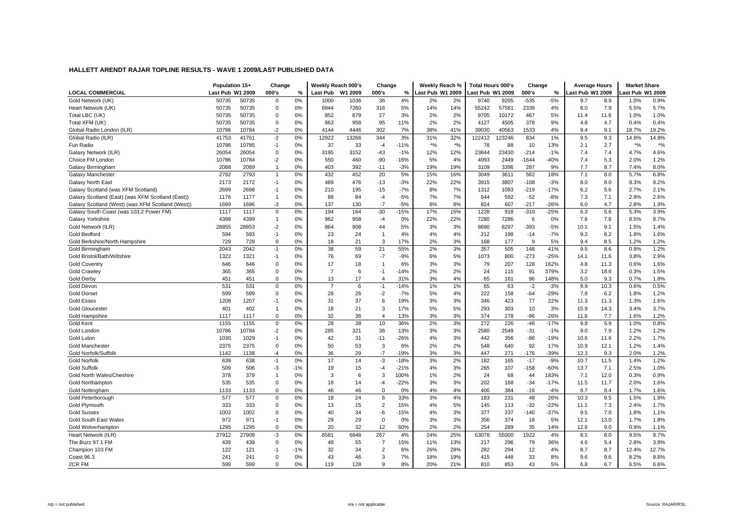## HALLETT ARENDT RAJAR TOPLINE RESULTS - WAVE 1 2009/LAST PUBLISHED DATA

| LOCAL COMMERCIAL | Population 15+ | | Change | | Weekly Reach 000's | | Change | | Weekly Reach % | | Total Hours 000's | | Change | | Average Hours | | Market Share | |
|---|---|---|---|---|---|---|---|---|---|---|---|---|---|---|---|---|---|---|
| | Last Pub | W1 2009 | 000's | % | Last Pub | W1 2009 | 000's | % | Last Pub | W1 2009 | Last Pub | W1 2009 | 000's | % | Last Pub | W1 2009 | Last Pub | W1 2009 |
| Gold Network (UK) | 50735 | 50735 | 0 | 0% | 1000 | 1036 | 36 | 4% | 2% | 2% | 9740 | 9205 | -535 | -5% | 9.7 | 8.9 | 1.0% | 0.9% |
| Heart Network (UK) | 50735 | 50735 | 0 | 0% | 6944 | 7260 | 316 | 5% | 14% | 14% | 55242 | 57581 | 2339 | 4% | 8.0 | 7.9 | 5.5% | 5.7% |
| Total LBC (UK) | 50735 | 50735 | 0 | 0% | 852 | 879 | 27 | 3% | 2% | 2% | 9705 | 10172 | 467 | 5% | 11.4 | 11.6 | 1.0% | 1.0% |
| Total XFM (UK) | 50735 | 50735 | 0 | 0% | 863 | 958 | 95 | 11% | 2% | 2% | 4127 | 4505 | 378 | 9% | 4.8 | 4.7 | 0.4% | 0.4% |
| Global Radio London (ILR) | 10786 | 10784 | -2 | 0% | 4144 | 4446 | 302 | 7% | 38% | 41% | 39030 | 40563 | 1533 | 4% | 9.4 | 9.1 | 18.7% | 19.2% |
| Global Radio (ILR) | 41753 | 41751 | -2 | 0% | 12922 | 13266 | 344 | 3% | 31% | 32% | 122412 | 123246 | 834 | 1% | 9.5 | 9.3 | 14.8% | 14.8% |
| Fun Radio | 10786 | 10785 | -1 | 0% | 37 | 33 | -4 | -11% | *% | *% | 78 | 88 | 10 | 13% | 2.1 | 2.7 | *% | *% |
| Galaxy Network (ILR) | 26054 | 26054 | 0 | 0% | 3195 | 3152 | -43 | -1% | 12% | 12% | 23644 | 23430 | -214 | -1% | 7.4 | 7.4 | 4.7% | 4.6% |
| Choice FM London | 10786 | 10784 | -2 | 0% | 550 | 460 | -90 | -16% | 5% | 4% | 4093 | 2449 | -1644 | -40% | 7.4 | 5.3 | 2.0% | 1.2% |
| Galaxy Birmingham | 2088 | 2089 | 1 | 0% | 403 | 392 | -11 | -3% | 19% | 19% | 3109 | 3396 | 287 | 9% | 7.7 | 8.7 | 7.4% | 8.0% |
| Galaxy Manchester | 2792 | 2793 | 1 | 0% | 432 | 452 | 20 | 5% | 15% | 16% | 3049 | 3611 | 562 | 18% | 7.1 | 8.0 | 5.7% | 6.8% |
| Galaxy North East | 2173 | 2172 | -1 | 0% | 489 | 476 | -13 | -3% | 22% | 22% | 3915 | 3807 | -108 | -3% | 8.0 | 8.0 | 9.3% | 9.2% |
| Galaxy Scotland (was XFM Scotland) | 2699 | 2698 | -1 | 0% | 210 | 195 | -15 | -7% | 8% | 7% | 1312 | 1093 | -219 | -17% | 6.2 | 5.6 | 2.7% | 2.1% |
| Galaxy Scotland (East) (was XFM Scotland (East)) | 1176 | 1177 | 1 | 0% | 88 | 84 | -4 | -5% | 7% | 7% | 644 | 592 | -52 | -8% | 7.3 | 7.1 | 2.9% | 2.6% |
| Galaxy Scotland (West) (was XFM Scotland (West)) | 1699 | 1696 | -3 | 0% | 137 | 130 | -7 | -5% | 8% | 8% | 824 | 607 | -217 | -26% | 6.0 | 4.7 | 2.8% | 1.9% |
| Galaxy South Coast (was 103.2 Power FM) | 1117 | 1117 | 0 | 0% | 194 | 164 | -30 | -15% | 17% | 15% | 1228 | 918 | -310 | -25% | 6.3 | 5.6 | 5.3% | 3.9% |
| Galaxy Yorkshire | 4398 | 4399 | 1 | 0% | 962 | 958 | -4 | 0% | 22% | 22% | 7280 | 7286 | 6 | 0% | 7.6 | 7.6 | 8.5% | 8.7% |
| Gold Network (ILR) | 28855 | 28853 | -2 | 0% | 864 | 908 | 44 | 5% | 3% | 3% | 8690 | 8297 | -393 | -5% | 10.1 | 9.1 | 1.5% | 1.4% |
| Gold Bedford | 594 | 593 | -1 | 0% | 23 | 24 | 1 | 4% | 4% | 4% | 212 | 198 | -14 | -7% | 9.2 | 8.2 | 1.8% | 1.6% |
| Gold Berkshire/North Hampshire | 729 | 729 | 0 | 0% | 18 | 21 | 3 | 17% | 2% | 3% | 168 | 177 | 9 | 5% | 9.4 | 8.5 | 1.2% | 1.2% |
| Gold Birmingham | 2043 | 2042 | -1 | 0% | 38 | 59 | 21 | 55% | 2% | 3% | 357 | 505 | 148 | 41% | 9.5 | 8.6 | 0.9% | 1.2% |
| Gold Bristol/Bath/Wiltshire | 1322 | 1321 | -1 | 0% | 76 | 69 | -7 | -9% | 6% | 5% | 1073 | 800 | -273 | -25% | 14.1 | 11.6 | 3.8% | 2.9% |
| Gold Coventry | 646 | 646 | 0 | 0% | 17 | 18 | 1 | 6% | 3% | 3% | 79 | 207 | 128 | 162% | 4.8 | 11.3 | 0.6% | 1.6% |
| Gold Crawley | 365 | 365 | 0 | 0% | 7 | 6 | -1 | -14% | 2% | 2% | 24 | 115 | 91 | 379% | 3.2 | 18.6 | 0.3% | 1.5% |
| Gold Derby | 451 | 451 | 0 | 0% | 13 | 17 | 4 | 31% | 3% | 4% | 65 | 161 | 96 | 148% | 5.0 | 9.3 | 0.7% | 1.8% |
| Gold Devon | 531 | 531 | 0 | 0% | 7 | 6 | -1 | -14% | 1% | 1% | 65 | 63 | -2 | -3% | 9.9 | 10.3 | 0.6% | 0.5% |
| Gold Dorset | 599 | 599 | 0 | 0% | 28 | 26 | -2 | -7% | 5% | 4% | 222 | 158 | -64 | -29% | 7.8 | 6.2 | 1.8% | 1.2% |
| Gold Essex | 1208 | 1207 | -1 | 0% | 31 | 37 | 6 | 19% | 3% | 3% | 346 | 423 | 77 | 22% | 11.3 | 11.3 | 1.3% | 1.6% |
| Gold Gloucester | 401 | 402 | 1 | 0% | 18 | 21 | 3 | 17% | 5% | 5% | 293 | 303 | 10 | 3% | 15.9 | 14.3 | 3.4% | 3.7% |
| Gold Hampshire | 1117 | 1117 | 0 | 0% | 32 | 36 | 4 | 13% | 3% | 3% | 374 | 278 | -96 | -26% | 11.6 | 7.7 | 1.6% | 1.2% |
| Gold Kent | 1155 | 1155 | 0 | 0% | 28 | 38 | 10 | 36% | 2% | 3% | 272 | 226 | -46 | -17% | 9.8 | 5.9 | 1.0% | 0.8% |
| Gold London | 10786 | 10784 | -2 | 0% | 285 | 321 | 36 | 13% | 3% | 3% | 2580 | 2549 | -31 | -1% | 9.0 | 7.9 | 1.2% | 1.2% |
| Gold Luton | 1030 | 1029 | -1 | 0% | 42 | 31 | -11 | -26% | 4% | 3% | 442 | 356 | -86 | -19% | 10.6 | 11.6 | 2.2% | 1.7% |
| Gold Manchester | 2375 | 2375 | 0 | 0% | 50 | 53 | 3 | 6% | 2% | 2% | 548 | 640 | 92 | 17% | 10.9 | 12.1 | 1.2% | 1.4% |
| Gold Norfolk/Suffolk | 1142 | 1138 | -4 | 0% | 36 | 29 | -7 | -19% | 3% | 3% | 447 | 271 | -176 | -39% | 12.3 | 9.3 | 2.0% | 1.2% |
| Gold Norfolk | 639 | 638 | -1 | 0% | 17 | 14 | -3 | -18% | 3% | 2% | 182 | 165 | -17 | -9% | 10.7 | 11.5 | 1.4% | 1.2% |
| Gold Suffolk | 509 | 506 | -3 | -1% | 19 | 15 | -4 | -21% | 4% | 3% | 265 | 107 | -158 | -60% | 13.7 | 7.1 | 2.5% | 1.0% |
| Gold North Wales/Cheshire | 378 | 379 | 1 | 0% | 3 | 6 | 3 | 100% | 1% | 2% | 24 | 68 | 44 | 183% | 7.1 | 12.0 | 0.3% | 0.9% |
| Gold Northampton | 535 | 535 | 0 | 0% | 18 | 14 | -4 | -22% | 3% | 3% | 202 | 168 | -34 | -17% | 11.5 | 11.7 | 2.0% | 1.6% |
| Gold Nottingham | 1133 | 1133 | 0 | 0% | 46 | 46 | 0 | 0% | 4% | 4% | 400 | 384 | -16 | -4% | 8.7 | 8.4 | 1.7% | 1.6% |
| Gold Peterborough | 577 | 577 | 0 | 0% | 18 | 24 | 6 | 33% | 3% | 4% | 183 | 231 | 48 | 26% | 10.3 | 9.5 | 1.5% | 1.9% |
| Gold Plymouth | 333 | 333 | 0 | 0% | 13 | 15 | 2 | 15% | 4% | 5% | 145 | 113 | -32 | -22% | 11.1 | 7.3 | 2.4% | 1.7% |
| Gold Sussex | 1002 | 1002 | 0 | 0% | 40 | 34 | -6 | -15% | 4% | 3% | 377 | 237 | -140 | -37% | 9.5 | 7.0 | 1.8% | 1.1% |
| Gold South East Wales | 972 | 971 | -1 | 0% | 29 | 29 | 0 | 0% | 3% | 3% | 356 | 374 | 18 | 5% | 12.1 | 13.0 | 1.7% | 1.8% |
| Gold Wolverhampton | 1295 | 1295 | 0 | 0% | 20 | 32 | 12 | 60% | 2% | 2% | 254 | 289 | 35 | 14% | 12.6 | 9.0 | 0.9% | 1.1% |
| Heart Network (ILR) | 27912 | 27909 | -3 | 0% | 6581 | 6848 | 267 | 4% | 24% | 25% | 53078 | 55000 | 1922 | 4% | 8.1 | 8.0 | 9.5% | 9.7% |
| The Buzz 97.1 FM | 439 | 439 | 0 | 0% | 48 | 55 | 7 | 15% | 11% | 13% | 217 | 296 | 79 | 36% | 4.6 | 5.4 | 2.8% | 3.8% |
| Champion 103 FM | 122 | 121 | -1 | -1% | 32 | 34 | 2 | 6% | 26% | 28% | 282 | 294 | 12 | 4% | 8.7 | 8.7 | 12.4% | 12.7% |
| Coast 96.3 | 241 | 241 | 0 | 0% | 43 | 46 | 3 | 7% | 18% | 19% | 415 | 448 | 33 | 8% | 9.6 | 9.6 | 8.2% | 8.8% |
| 2CR FM | 599 | 599 | 0 | 0% | 119 | 128 | 9 | 8% | 20% | 21% | 810 | 853 | 43 | 5% | 6.8 | 6.7 | 6.5% | 6.6% |

n/p = not published　　n/a = not applicable　　Source: RAJAR/RSL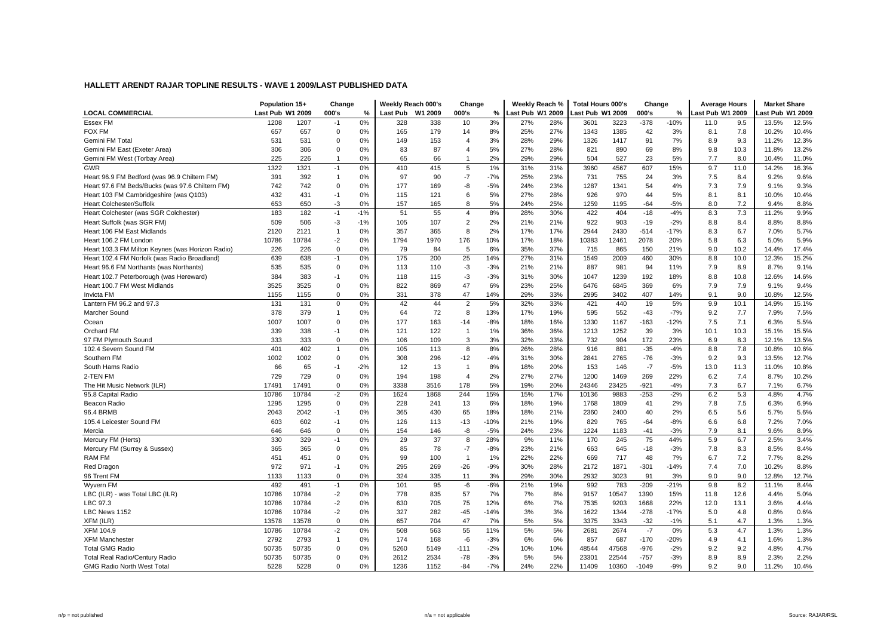## HALLETT ARENDT RAJAR TOPLINE RESULTS - WAVE 1 2009/LAST PUBLISHED DATA

| LOCAL COMMERCIAL | Population 15+ | | Change | | Weekly Reach 000's | | Change | | Weekly Reach % | | Total Hours 000's | | Change | | Average Hours | | Market Share | |
|---|---|---|---|---|---|---|---|---|---|---|---|---|---|---|---|---|---|---|
| | Last Pub | W1 2009 | 000's | % | Last Pub | W1 2009 | 000's | % | Last Pub | W1 2009 | Last Pub | W1 2009 | 000's | % | Last Pub | W1 2009 | Last Pub | W1 2009 |
| Essex FM | 1208 | 1207 | -1 | 0% | 328 | 338 | 10 | 3% | 27% | 28% | 3601 | 3223 | -378 | -10% | 11.0 | 9.5 | 13.5% | 12.5% |
| FOX FM | 657 | 657 | 0 | 0% | 165 | 179 | 14 | 8% | 25% | 27% | 1343 | 1385 | 42 | 3% | 8.1 | 7.8 | 10.2% | 10.4% |
| Gemini FM Total | 531 | 531 | 0 | 0% | 149 | 153 | 4 | 3% | 28% | 29% | 1326 | 1417 | 91 | 7% | 8.9 | 9.3 | 11.2% | 12.3% |
| Gemini FM East (Exeter Area) | 306 | 306 | 0 | 0% | 83 | 87 | 4 | 5% | 27% | 28% | 821 | 890 | 69 | 8% | 9.8 | 10.3 | 11.8% | 13.2% |
| Gemini FM West (Torbay Area) | 225 | 226 | 1 | 0% | 65 | 66 | 1 | 2% | 29% | 29% | 504 | 527 | 23 | 5% | 7.7 | 8.0 | 10.4% | 11.0% |
| GWR | 1322 | 1321 | -1 | 0% | 410 | 415 | 5 | 1% | 31% | 31% | 3960 | 4567 | 607 | 15% | 9.7 | 11.0 | 14.2% | 16.3% |
| Heart 96.9 FM Bedford (was 96.9 Chiltern FM) | 391 | 392 | 1 | 0% | 97 | 90 | -7 | -7% | 25% | 23% | 731 | 755 | 24 | 3% | 7.5 | 8.4 | 9.2% | 9.6% |
| Heart 97.6 FM Beds/Bucks (was 97.6 Chiltern FM) | 742 | 742 | 0 | 0% | 177 | 169 | -8 | -5% | 24% | 23% | 1287 | 1341 | 54 | 4% | 7.3 | 7.9 | 9.1% | 9.3% |
| Heart 103 FM Cambridgeshire (was Q103) | 432 | 431 | -1 | 0% | 115 | 121 | 6 | 5% | 27% | 28% | 926 | 970 | 44 | 5% | 8.1 | 8.1 | 10.0% | 10.4% |
| Heart Colchester/Suffolk | 653 | 650 | -3 | 0% | 157 | 165 | 8 | 5% | 24% | 25% | 1259 | 1195 | -64 | -5% | 8.0 | 7.2 | 9.4% | 8.8% |
| Heart Colchester (was SGR Colchester) | 183 | 182 | -1 | -1% | 51 | 55 | 4 | 8% | 28% | 30% | 422 | 404 | -18 | -4% | 8.3 | 7.3 | 11.2% | 9.9% |
| Heart Suffolk (was SGR FM) | 509 | 506 | -3 | -1% | 105 | 107 | 2 | 2% | 21% | 21% | 922 | 903 | -19 | -2% | 8.8 | 8.4 | 8.8% | 8.8% |
| Heart 106 FM East Midlands | 2120 | 2121 | 1 | 0% | 357 | 365 | 8 | 2% | 17% | 17% | 2944 | 2430 | -514 | -17% | 8.3 | 6.7 | 7.0% | 5.7% |
| Heart 106.2 FM London | 10786 | 10784 | -2 | 0% | 1794 | 1970 | 176 | 10% | 17% | 18% | 10383 | 12461 | 2078 | 20% | 5.8 | 6.3 | 5.0% | 5.9% |
| Heart 103.3 FM Milton Keynes (was Horizon Radio) | 226 | 226 | 0 | 0% | 79 | 84 | 5 | 6% | 35% | 37% | 715 | 865 | 150 | 21% | 9.0 | 10.2 | 14.4% | 17.4% |
| Heart 102.4 FM Norfolk (was Radio Broadland) | 639 | 638 | -1 | 0% | 175 | 200 | 25 | 14% | 27% | 31% | 1549 | 2009 | 460 | 30% | 8.8 | 10.0 | 12.3% | 15.2% |
| Heart 96.6 FM Northants (was Northants) | 535 | 535 | 0 | 0% | 113 | 110 | -3 | -3% | 21% | 21% | 887 | 981 | 94 | 11% | 7.9 | 8.9 | 8.7% | 9.1% |
| Heart 102.7 Peterborough (was Hereward) | 384 | 383 | -1 | 0% | 118 | 115 | -3 | -3% | 31% | 30% | 1047 | 1239 | 192 | 18% | 8.8 | 10.8 | 12.6% | 14.6% |
| Heart 100.7 FM West Midlands | 3525 | 3525 | 0 | 0% | 822 | 869 | 47 | 6% | 23% | 25% | 6476 | 6845 | 369 | 6% | 7.9 | 7.9 | 9.1% | 9.4% |
| Invicta FM | 1155 | 1155 | 0 | 0% | 331 | 378 | 47 | 14% | 29% | 33% | 2995 | 3402 | 407 | 14% | 9.1 | 9.0 | 10.8% | 12.5% |
| Lantern FM 96.2 and 97.3 | 131 | 131 | 0 | 0% | 42 | 44 | 2 | 5% | 32% | 33% | 421 | 440 | 19 | 5% | 9.9 | 10.1 | 14.9% | 15.1% |
| Marcher Sound | 378 | 379 | 1 | 0% | 64 | 72 | 8 | 13% | 17% | 19% | 595 | 552 | -43 | -7% | 9.2 | 7.7 | 7.9% | 7.5% |
| Ocean | 1007 | 1007 | 0 | 0% | 177 | 163 | -14 | -8% | 18% | 16% | 1330 | 1167 | -163 | -12% | 7.5 | 7.1 | 6.3% | 5.5% |
| Orchard FM | 339 | 338 | -1 | 0% | 121 | 122 | 1 | 1% | 36% | 36% | 1213 | 1252 | 39 | 3% | 10.1 | 10.3 | 15.1% | 15.5% |
| 97 FM Plymouth Sound | 333 | 333 | 0 | 0% | 106 | 109 | 3 | 3% | 32% | 33% | 732 | 904 | 172 | 23% | 6.9 | 8.3 | 12.1% | 13.5% |
| 102.4 Severn Sound FM | 401 | 402 | 1 | 0% | 105 | 113 | 8 | 8% | 26% | 28% | 916 | 881 | -35 | -4% | 8.8 | 7.8 | 10.8% | 10.6% |
| Southern FM | 1002 | 1002 | 0 | 0% | 308 | 296 | -12 | -4% | 31% | 30% | 2841 | 2765 | -76 | -3% | 9.2 | 9.3 | 13.5% | 12.7% |
| South Hams Radio | 66 | 65 | -1 | -2% | 12 | 13 | 1 | 8% | 18% | 20% | 153 | 146 | -7 | -5% | 13.0 | 11.3 | 11.0% | 10.8% |
| 2-TEN FM | 729 | 729 | 0 | 0% | 194 | 198 | 4 | 2% | 27% | 27% | 1200 | 1469 | 269 | 22% | 6.2 | 7.4 | 8.7% | 10.2% |
| The Hit Music Network (ILR) | 17491 | 17491 | 0 | 0% | 3338 | 3516 | 178 | 5% | 19% | 20% | 24346 | 23425 | -921 | -4% | 7.3 | 6.7 | 7.1% | 6.7% |
| 95.8 Capital Radio | 10786 | 10784 | -2 | 0% | 1624 | 1868 | 244 | 15% | 15% | 17% | 10136 | 9883 | -253 | -2% | 6.2 | 5.3 | 4.8% | 4.7% |
| Beacon Radio | 1295 | 1295 | 0 | 0% | 228 | 241 | 13 | 6% | 18% | 19% | 1768 | 1809 | 41 | 2% | 7.8 | 7.5 | 6.3% | 6.9% |
| 96.4 BRMB | 2043 | 2042 | -1 | 0% | 365 | 430 | 65 | 18% | 18% | 21% | 2360 | 2400 | 40 | 2% | 6.5 | 5.6 | 5.7% | 5.6% |
| 105.4 Leicester Sound FM | 603 | 602 | -1 | 0% | 126 | 113 | -13 | -10% | 21% | 19% | 829 | 765 | -64 | -8% | 6.6 | 6.8 | 7.2% | 7.0% |
| Mercia | 646 | 646 | 0 | 0% | 154 | 146 | -8 | -5% | 24% | 23% | 1224 | 1183 | -41 | -3% | 7.9 | 8.1 | 9.6% | 8.9% |
| Mercury FM (Herts) | 330 | 329 | -1 | 0% | 29 | 37 | 8 | 28% | 9% | 11% | 170 | 245 | 75 | 44% | 5.9 | 6.7 | 2.5% | 3.4% |
| Mercury FM (Surrey & Sussex) | 365 | 365 | 0 | 0% | 85 | 78 | -7 | -8% | 23% | 21% | 663 | 645 | -18 | -3% | 7.8 | 8.3 | 8.5% | 8.4% |
| RAM FM | 451 | 451 | 0 | 0% | 99 | 100 | 1 | 1% | 22% | 22% | 669 | 717 | 48 | 7% | 6.7 | 7.2 | 7.7% | 8.2% |
| Red Dragon | 972 | 971 | -1 | 0% | 295 | 269 | -26 | -9% | 30% | 28% | 2172 | 1871 | -301 | -14% | 7.4 | 7.0 | 10.2% | 8.8% |
| 96 Trent FM | 1133 | 1133 | 0 | 0% | 324 | 335 | 11 | 3% | 29% | 30% | 2932 | 3023 | 91 | 3% | 9.0 | 9.0 | 12.8% | 12.7% |
| Wyvern FM | 492 | 491 | -1 | 0% | 101 | 95 | -6 | -6% | 21% | 19% | 992 | 783 | -209 | -21% | 9.8 | 8.2 | 11.1% | 8.4% |
| LBC (ILR) - was Total LBC (ILR) | 10786 | 10784 | -2 | 0% | 778 | 835 | 57 | 7% | 7% | 8% | 9157 | 10547 | 1390 | 15% | 11.8 | 12.6 | 4.4% | 5.0% |
| LBC 97.3 | 10786 | 10784 | -2 | 0% | 630 | 705 | 75 | 12% | 6% | 7% | 7535 | 9203 | 1668 | 22% | 12.0 | 13.1 | 3.6% | 4.4% |
| LBC News 1152 | 10786 | 10784 | -2 | 0% | 327 | 282 | -45 | -14% | 3% | 3% | 1622 | 1344 | -278 | -17% | 5.0 | 4.8 | 0.8% | 0.6% |
| XFM (ILR) | 13578 | 13578 | 0 | 0% | 657 | 704 | 47 | 7% | 5% | 5% | 3375 | 3343 | -32 | -1% | 5.1 | 4.7 | 1.3% | 1.3% |
| XFM 104.9 | 10786 | 10784 | -2 | 0% | 508 | 563 | 55 | 11% | 5% | 5% | 2681 | 2674 | -7 | 0% | 5.3 | 4.7 | 1.3% | 1.3% |
| XFM Manchester | 2792 | 2793 | 1 | 0% | 174 | 168 | -6 | -3% | 6% | 6% | 857 | 687 | -170 | -20% | 4.9 | 4.1 | 1.6% | 1.3% |
| Total GMG Radio | 50735 | 50735 | 0 | 0% | 5260 | 5149 | -111 | -2% | 10% | 10% | 48544 | 47568 | -976 | -2% | 9.2 | 9.2 | 4.8% | 4.7% |
| Total Real Radio/Century Radio | 50735 | 50735 | 0 | 0% | 2612 | 2534 | -78 | -3% | 5% | 5% | 23301 | 22544 | -757 | -3% | 8.9 | 8.9 | 2.3% | 2.2% |
| GMG Radio North West Total | 5228 | 5228 | 0 | 0% | 1236 | 1152 | -84 | -7% | 24% | 22% | 11409 | 10360 | -1049 | -9% | 9.2 | 9.0 | 11.2% | 10.4% |

n/p = not published | n/a = not applicable | Source: RAJAR/RSL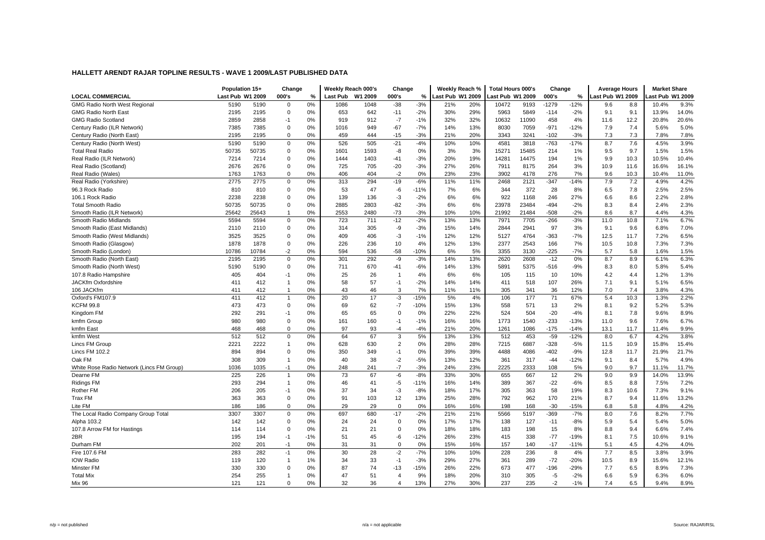## HALLETT ARENDT RAJAR TOPLINE RESULTS - WAVE 1 2009/LAST PUBLISHED DATA

| LOCAL COMMERCIAL | Population 15+ | | Change | | Weekly Reach 000's | | Change | | Weekly Reach % | | Total Hours 000's | | Change | | Average Hours | | Market Share | |
|---|---|---|---|---|---|---|---|---|---|---|---|---|---|---|---|---|---|---|
| | Last Pub | W1 2009 | 000's | % | Last Pub | W1 2009 | 000's | % | Last Pub | W1 2009 | Last Pub | W1 2009 | 000's | % | Last Pub | W1 2009 | Last Pub | W1 2009 |
| GMG Radio North West Regional | 5190 | 5190 | 0 | 0% | 1086 | 1048 | -38 | -3% | 21% | 20% | 10472 | 9193 | -1279 | -12% | 9.6 | 8.8 | 10.4% | 9.3% |
| GMG Radio North East | 2195 | 2195 | 0 | 0% | 653 | 642 | -11 | -2% | 30% | 29% | 5963 | 5849 | -114 | -2% | 9.1 | 9.1 | 13.9% | 14.0% |
| GMG Radio Scotland | 2859 | 2858 | -1 | 0% | 919 | 912 | -7 | -1% | 32% | 32% | 10632 | 11090 | 458 | 4% | 11.6 | 12.2 | 20.8% | 20.6% |
| Century Radio (ILR Network) | 7385 | 7385 | 0 | 0% | 1016 | 949 | -67 | -7% | 14% | 13% | 8030 | 7059 | -971 | -12% | 7.9 | 7.4 | 5.6% | 5.0% |
| Century Radio (North East) | 2195 | 2195 | 0 | 0% | 459 | 444 | -15 | -3% | 21% | 20% | 3343 | 3241 | -102 | -3% | 7.3 | 7.3 | 7.8% | 7.8% |
| Century Radio (North West) | 5190 | 5190 | 0 | 0% | 526 | 505 | -21 | -4% | 10% | 10% | 4581 | 3818 | -763 | -17% | 8.7 | 7.6 | 4.5% | 3.9% |
| Total Real Radio | 50735 | 50735 | 0 | 0% | 1601 | 1593 | -8 | 0% | 3% | 3% | 15271 | 15485 | 214 | 1% | 9.5 | 9.7 | 1.5% | 1.5% |
| Real Radio (ILR Network) | 7214 | 7214 | 0 | 0% | 1444 | 1403 | -41 | -3% | 20% | 19% | 14281 | 14475 | 194 | 1% | 9.9 | 10.3 | 10.5% | 10.4% |
| Real Radio (Scotland) | 2676 | 2676 | 0 | 0% | 725 | 705 | -20 | -3% | 27% | 26% | 7911 | 8175 | 264 | 3% | 10.9 | 11.6 | 16.6% | 16.1% |
| Real Radio (Wales) | 1763 | 1763 | 0 | 0% | 406 | 404 | -2 | 0% | 23% | 23% | 3902 | 4178 | 276 | 7% | 9.6 | 10.3 | 10.4% | 11.0% |
| Real Radio (Yorkshire) | 2775 | 2775 | 0 | 0% | 313 | 294 | -19 | -6% | 11% | 11% | 2468 | 2121 | -347 | -14% | 7.9 | 7.2 | 4.9% | 4.2% |
| 96.3 Rock Radio | 810 | 810 | 0 | 0% | 53 | 47 | -6 | -11% | 7% | 6% | 344 | 372 | 28 | 8% | 6.5 | 7.8 | 2.5% | 2.5% |
| 106.1 Rock Radio | 2238 | 2238 | 0 | 0% | 139 | 136 | -3 | -2% | 6% | 6% | 922 | 1168 | 246 | 27% | 6.6 | 8.6 | 2.2% | 2.8% |
| Total Smooth Radio | 50735 | 50735 | 0 | 0% | 2885 | 2803 | -82 | -3% | 6% | 6% | 23978 | 23484 | -494 | -2% | 8.3 | 8.4 | 2.4% | 2.3% |
| Smooth Radio (ILR Network) | 25642 | 25643 | 1 | 0% | 2553 | 2480 | -73 | -3% | 10% | 10% | 21992 | 21484 | -508 | -2% | 8.6 | 8.7 | 4.4% | 4.3% |
| Smooth Radio Midlands | 5594 | 5594 | 0 | 0% | 723 | 711 | -12 | -2% | 13% | 13% | 7971 | 7705 | -266 | -3% | 11.0 | 10.8 | 7.1% | 6.7% |
| Smooth Radio (East Midlands) | 2110 | 2110 | 0 | 0% | 314 | 305 | -9 | -3% | 15% | 14% | 2844 | 2941 | 97 | 3% | 9.1 | 9.6 | 6.8% | 7.0% |
| Smooth Radio (West Midlands) | 3525 | 3525 | 0 | 0% | 409 | 406 | -3 | -1% | 12% | 12% | 5127 | 4764 | -363 | -7% | 12.5 | 11.7 | 7.2% | 6.5% |
| Smooth Radio (Glasgow) | 1878 | 1878 | 0 | 0% | 226 | 236 | 10 | 4% | 12% | 13% | 2377 | 2543 | 166 | 7% | 10.5 | 10.8 | 7.3% | 7.3% |
| Smooth Radio (London) | 10786 | 10784 | -2 | 0% | 594 | 536 | -58 | -10% | 6% | 5% | 3355 | 3130 | -225 | -7% | 5.7 | 5.8 | 1.6% | 1.5% |
| Smooth Radio (North East) | 2195 | 2195 | 0 | 0% | 301 | 292 | -9 | -3% | 14% | 13% | 2620 | 2608 | -12 | 0% | 8.7 | 8.9 | 6.1% | 6.3% |
| Smooth Radio (North West) | 5190 | 5190 | 0 | 0% | 711 | 670 | -41 | -6% | 14% | 13% | 5891 | 5375 | -516 | -9% | 8.3 | 8.0 | 5.8% | 5.4% |
| 107.8 Radio Hampshire | 405 | 404 | -1 | 0% | 25 | 26 | 1 | 4% | 6% | 6% | 105 | 115 | 10 | 10% | 4.2 | 4.4 | 1.2% | 1.3% |
| JACKfm Oxfordshire | 411 | 412 | 1 | 0% | 58 | 57 | -1 | -2% | 14% | 14% | 411 | 518 | 107 | 26% | 7.1 | 9.1 | 5.1% | 6.5% |
| 106 JACKfm | 411 | 412 | 1 | 0% | 43 | 46 | 3 | 7% | 11% | 11% | 305 | 341 | 36 | 12% | 7.0 | 7.4 | 3.8% | 4.3% |
| Oxford's FM107.9 | 411 | 412 | 1 | 0% | 20 | 17 | -3 | -15% | 5% | 4% | 106 | 177 | 71 | 67% | 5.4 | 10.3 | 1.3% | 2.2% |
| KCFM 99.8 | 473 | 473 | 0 | 0% | 69 | 62 | -7 | -10% | 15% | 13% | 558 | 571 | 13 | 2% | 8.1 | 9.2 | 5.2% | 5.3% |
| Kingdom FM | 292 | 291 | -1 | 0% | 65 | 65 | 0 | 0% | 22% | 22% | 524 | 504 | -20 | -4% | 8.1 | 7.8 | 9.6% | 8.9% |
| kmfm Group | 980 | 980 | 0 | 0% | 161 | 160 | -1 | -1% | 16% | 16% | 1773 | 1540 | -233 | -13% | 11.0 | 9.6 | 7.6% | 6.7% |
| kmfm East | 468 | 468 | 0 | 0% | 97 | 93 | -4 | -4% | 21% | 20% | 1261 | 1086 | -175 | -14% | 13.1 | 11.7 | 11.4% | 9.9% |
| kmfm West | 512 | 512 | 0 | 0% | 64 | 67 | 3 | 5% | 13% | 13% | 512 | 453 | -59 | -12% | 8.0 | 6.7 | 4.2% | 3.8% |
| Lincs FM Group | 2221 | 2222 | 1 | 0% | 628 | 630 | 2 | 0% | 28% | 28% | 7215 | 6887 | -328 | -5% | 11.5 | 10.9 | 15.8% | 15.4% |
| Lincs FM 102.2 | 894 | 894 | 0 | 0% | 350 | 349 | -1 | 0% | 39% | 39% | 4488 | 4086 | -402 | -9% | 12.8 | 11.7 | 21.9% | 21.7% |
| Oak FM | 308 | 309 | 1 | 0% | 40 | 38 | -2 | -5% | 13% | 12% | 361 | 317 | -44 | -12% | 9.1 | 8.4 | 5.7% | 4.9% |
| White Rose Radio Network (Lincs FM Group) | 1036 | 1035 | -1 | 0% | 248 | 241 | -7 | -3% | 24% | 23% | 2225 | 2333 | 108 | 5% | 9.0 | 9.7 | 11.1% | 11.7% |
| Dearne FM | 225 | 226 | 1 | 0% | 73 | 67 | -6 | -8% | 33% | 30% | 655 | 667 | 12 | 2% | 9.0 | 9.9 | 14.0% | 13.9% |
| Ridings FM | 293 | 294 | 1 | 0% | 46 | 41 | -5 | -11% | 16% | 14% | 389 | 367 | -22 | -6% | 8.5 | 8.8 | 7.5% | 7.2% |
| Rother FM | 206 | 205 | -1 | 0% | 37 | 34 | -3 | -8% | 18% | 17% | 305 | 363 | 58 | 19% | 8.3 | 10.6 | 7.3% | 9.1% |
| Trax FM | 363 | 363 | 0 | 0% | 91 | 103 | 12 | 13% | 25% | 28% | 792 | 962 | 170 | 21% | 8.7 | 9.4 | 11.6% | 13.2% |
| Lite FM | 186 | 186 | 0 | 0% | 29 | 29 | 0 | 0% | 16% | 16% | 198 | 168 | -30 | -15% | 6.8 | 5.8 | 4.8% | 4.2% |
| The Local Radio Company Group Total | 3307 | 3307 | 0 | 0% | 697 | 680 | -17 | -2% | 21% | 21% | 5566 | 5197 | -369 | -7% | 8.0 | 7.6 | 8.2% | 7.7% |
| Alpha 103.2 | 142 | 142 | 0 | 0% | 24 | 24 | 0 | 0% | 17% | 17% | 138 | 127 | -11 | -8% | 5.9 | 5.4 | 5.4% | 5.0% |
| 107.8 Arrow FM for Hastings | 114 | 114 | 0 | 0% | 21 | 21 | 0 | 0% | 18% | 18% | 183 | 198 | 15 | 8% | 8.8 | 9.4 | 6.6% | 7.4% |
| 2BR | 195 | 194 | -1 | -1% | 51 | 45 | -6 | -12% | 26% | 23% | 415 | 338 | -77 | -19% | 8.1 | 7.5 | 10.6% | 9.1% |
| Durham FM | 202 | 201 | -1 | 0% | 31 | 31 | 0 | 0% | 15% | 16% | 157 | 140 | -17 | -11% | 5.1 | 4.5 | 4.2% | 4.0% |
| Fire 107.6 FM | 283 | 282 | -1 | 0% | 30 | 28 | -2 | -7% | 10% | 10% | 228 | 236 | 8 | 4% | 7.7 | 8.5 | 3.8% | 3.9% |
| IOW Radio | 119 | 120 | 1 | 1% | 34 | 33 | -1 | -3% | 29% | 27% | 361 | 289 | -72 | -20% | 10.5 | 8.9 | 15.6% | 12.1% |
| Minster FM | 330 | 330 | 0 | 0% | 87 | 74 | -13 | -15% | 26% | 22% | 673 | 477 | -196 | -29% | 7.7 | 6.5 | 8.9% | 7.3% |
| Total Mix | 254 | 255 | 1 | 0% | 47 | 51 | 4 | 9% | 18% | 20% | 310 | 305 | -5 | -2% | 6.6 | 5.9 | 6.3% | 6.0% |
| Mix 96 | 121 | 121 | 0 | 0% | 32 | 36 | 4 | 13% | 27% | 30% | 237 | 235 | -2 | -1% | 7.4 | 6.5 | 9.4% | 8.9% |

n/p = not published | n/a = not applicable | Source: RAJAR/RSL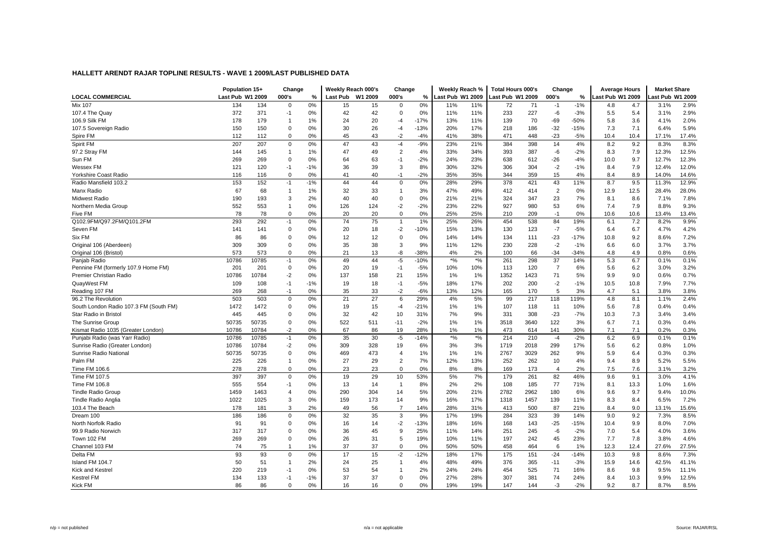## HALLETT ARENDT RAJAR TOPLINE RESULTS - WAVE 1 2009/LAST PUBLISHED DATA

| LOCAL COMMERCIAL | Population 15+ | | Change | | Weekly Reach 000's | | Change | | Weekly Reach % | | Total Hours 000's | | Change | | Average Hours | | Market Share | |
|---|---|---|---|---|---|---|---|---|---|---|---|---|---|---|---|---|---|---|
| | Last Pub | W1 2009 | 000's | % | Last Pub | W1 2009 | 000's | % | Last Pub | W1 2009 | Last Pub | W1 2009 | 000's | % | Last Pub | W1 2009 | Last Pub | W1 2009 |
| Mix 107 | 134 | 134 | 0 | 0% | 15 | 15 | 0 | 0% | 11% | 11% | 72 | 71 | -1 | -1% | 4.8 | 4.7 | 3.1% | 2.9% |
| 107.4 The Quay | 372 | 371 | -1 | 0% | 42 | 42 | 0 | 0% | 11% | 11% | 233 | 227 | -6 | -3% | 5.5 | 5.4 | 3.1% | 2.9% |
| 106.9 Silk FM | 178 | 179 | 1 | 1% | 24 | 20 | -4 | -17% | 13% | 11% | 139 | 70 | -69 | -50% | 5.8 | 3.6 | 4.1% | 2.0% |
| 107.5 Sovereign Radio | 150 | 150 | 0 | 0% | 30 | 26 | -4 | -13% | 20% | 17% | 218 | 186 | -32 | -15% | 7.3 | 7.1 | 6.4% | 5.9% |
| Spire FM | 112 | 112 | 0 | 0% | 45 | 43 | -2 | -4% | 41% | 38% | 471 | 448 | -23 | -5% | 10.4 | 10.4 | 17.1% | 17.4% |
| Spirit FM | 207 | 207 | 0 | 0% | 47 | 43 | -4 | -9% | 23% | 21% | 384 | 398 | 14 | 4% | 8.2 | 9.2 | 8.3% | 8.3% |
| 97.2 Stray FM | 144 | 145 | 1 | 1% | 47 | 49 | 2 | 4% | 33% | 34% | 393 | 387 | -6 | -2% | 8.3 | 7.9 | 12.3% | 12.5% |
| Sun FM | 269 | 269 | 0 | 0% | 64 | 63 | -1 | -2% | 24% | 23% | 638 | 612 | -26 | -4% | 10.0 | 9.7 | 12.7% | 12.3% |
| Wessex FM | 121 | 120 | -1 | -1% | 36 | 39 | 3 | 8% | 30% | 32% | 306 | 304 | -2 | -1% | 8.4 | 7.9 | 12.4% | 12.0% |
| Yorkshire Coast Radio | 116 | 116 | 0 | 0% | 41 | 40 | -1 | -2% | 35% | 35% | 344 | 359 | 15 | 4% | 8.4 | 8.9 | 14.0% | 14.6% |
| Radio Mansfield 103.2 | 153 | 152 | -1 | -1% | 44 | 44 | 0 | 0% | 28% | 29% | 378 | 421 | 43 | 11% | 8.7 | 9.5 | 11.3% | 12.9% |
| Manx Radio | 67 | 68 | 1 | 1% | 32 | 33 | 1 | 3% | 47% | 49% | 412 | 414 | 2 | 0% | 12.9 | 12.5 | 28.4% | 28.0% |
| Midwest Radio | 190 | 193 | 3 | 2% | 40 | 40 | 0 | 0% | 21% | 21% | 324 | 347 | 23 | 7% | 8.1 | 8.6 | 7.1% | 7.8% |
| Northern Media Group | 552 | 553 | 1 | 0% | 126 | 124 | -2 | -2% | 23% | 22% | 927 | 980 | 53 | 6% | 7.4 | 7.9 | 8.8% | 9.3% |
| Five FM | 78 | 78 | 0 | 0% | 20 | 20 | 0 | 0% | 25% | 25% | 210 | 209 | -1 | 0% | 10.6 | 10.6 | 13.4% | 13.4% |
| Q102.9FM/Q97.2FM/Q101.2FM | 293 | 292 | -1 | 0% | 74 | 75 | 1 | 1% | 25% | 26% | 454 | 538 | 84 | 19% | 6.1 | 7.2 | 8.2% | 9.9% |
| Seven FM | 141 | 141 | 0 | 0% | 20 | 18 | -2 | -10% | 15% | 13% | 130 | 123 | -7 | -5% | 6.4 | 6.7 | 4.7% | 4.2% |
| Six FM | 86 | 86 | 0 | 0% | 12 | 12 | 0 | 0% | 14% | 14% | 134 | 111 | -23 | -17% | 10.8 | 9.2 | 8.6% | 7.2% |
| Original 106 (Aberdeen) | 309 | 309 | 0 | 0% | 35 | 38 | 3 | 9% | 11% | 12% | 230 | 228 | -2 | -1% | 6.6 | 6.0 | 3.7% | 3.7% |
| Original 106 (Bristol) | 573 | 573 | 0 | 0% | 21 | 13 | -8 | -38% | 4% | 2% | 100 | 66 | -34 | -34% | 4.8 | 4.9 | 0.8% | 0.6% |
| Panjab Radio | 10786 | 10785 | -1 | 0% | 49 | 44 | -5 | -10% | *% | *% | 261 | 298 | 37 | 14% | 5.3 | 6.7 | 0.1% | 0.1% |
| Pennine FM (formerly 107.9 Home FM) | 201 | 201 | 0 | 0% | 20 | 19 | -1 | -5% | 10% | 10% | 113 | 120 | 7 | 6% | 5.6 | 6.2 | 3.0% | 3.2% |
| Premier Christian Radio | 10786 | 10784 | -2 | 0% | 137 | 158 | 21 | 15% | 1% | 1% | 1352 | 1423 | 71 | 5% | 9.9 | 9.0 | 0.6% | 0.7% |
| QuayWest FM | 109 | 108 | -1 | -1% | 19 | 18 | -1 | -5% | 18% | 17% | 202 | 200 | -2 | -1% | 10.5 | 10.8 | 7.9% | 7.7% |
| Reading 107 FM | 269 | 268 | -1 | 0% | 35 | 33 | -2 | -6% | 13% | 12% | 165 | 170 | 5 | 3% | 4.7 | 5.1 | 3.8% | 3.8% |
| 96.2 The Revolution | 503 | 503 | 0 | 0% | 21 | 27 | 6 | 29% | 4% | 5% | 99 | 217 | 118 | 119% | 4.8 | 8.1 | 1.1% | 2.4% |
| South London Radio 107.3 FM (South FM) | 1472 | 1472 | 0 | 0% | 19 | 15 | -4 | -21% | 1% | 1% | 107 | 118 | 11 | 10% | 5.6 | 7.8 | 0.4% | 0.4% |
| Star Radio in Bristol | 445 | 445 | 0 | 0% | 32 | 42 | 10 | 31% | 7% | 9% | 331 | 308 | -23 | -7% | 10.3 | 7.3 | 3.4% | 3.4% |
| The Sunrise Group | 50735 | 50735 | 0 | 0% | 522 | 511 | -11 | -2% | 1% | 1% | 3518 | 3640 | 122 | 3% | 6.7 | 7.1 | 0.3% | 0.4% |
| Kismat Radio 1035 (Greater London) | 10786 | 10784 | -2 | 0% | 67 | 86 | 19 | 28% | 1% | 1% | 473 | 614 | 141 | 30% | 7.1 | 7.1 | 0.2% | 0.3% |
| Punjabi Radio (was Yarr Radio) | 10786 | 10785 | -1 | 0% | 35 | 30 | -5 | -14% | *% | *% | 214 | 210 | -4 | -2% | 6.2 | 6.9 | 0.1% | 0.1% |
| Sunrise Radio (Greater London) | 10786 | 10784 | -2 | 0% | 309 | 328 | 19 | 6% | 3% | 3% | 1719 | 2018 | 299 | 17% | 5.6 | 6.2 | 0.8% | 1.0% |
| Sunrise Radio National | 50735 | 50735 | 0 | 0% | 469 | 473 | 4 | 1% | 1% | 1% | 2767 | 3029 | 262 | 9% | 5.9 | 6.4 | 0.3% | 0.3% |
| Palm FM | 225 | 226 | 1 | 0% | 27 | 29 | 2 | 7% | 12% | 13% | 252 | 262 | 10 | 4% | 9.4 | 8.9 | 5.2% | 5.5% |
| Time FM 106.6 | 278 | 278 | 0 | 0% | 23 | 23 | 0 | 0% | 8% | 8% | 169 | 173 | 4 | 2% | 7.5 | 7.6 | 3.1% | 3.2% |
| Time FM 107.5 | 397 | 397 | 0 | 0% | 19 | 29 | 10 | 53% | 5% | 7% | 179 | 261 | 82 | 46% | 9.6 | 9.1 | 3.0% | 4.1% |
| Time FM 106.8 | 555 | 554 | -1 | 0% | 13 | 14 | 1 | 8% | 2% | 2% | 108 | 185 | 77 | 71% | 8.1 | 13.3 | 1.0% | 1.6% |
| Tindle Radio Group | 1459 | 1463 | 4 | 0% | 290 | 304 | 14 | 5% | 20% | 21% | 2782 | 2962 | 180 | 6% | 9.6 | 9.7 | 9.4% | 10.0% |
| Tindle Radio Anglia | 1022 | 1025 | 3 | 0% | 159 | 173 | 14 | 9% | 16% | 17% | 1318 | 1457 | 139 | 11% | 8.3 | 8.4 | 6.5% | 7.2% |
| 103.4 The Beach | 178 | 181 | 3 | 2% | 49 | 56 | 7 | 14% | 28% | 31% | 413 | 500 | 87 | 21% | 8.4 | 9.0 | 13.1% | 15.6% |
| Dream 100 | 186 | 186 | 0 | 0% | 32 | 35 | 3 | 9% | 17% | 19% | 284 | 323 | 39 | 14% | 9.0 | 9.2 | 7.3% | 8.5% |
| North Norfolk Radio | 91 | 91 | 0 | 0% | 16 | 14 | -2 | -13% | 18% | 16% | 168 | 143 | -25 | -15% | 10.4 | 9.9 | 8.0% | 7.0% |
| 99.9 Radio Norwich | 317 | 317 | 0 | 0% | 36 | 45 | 9 | 25% | 11% | 14% | 251 | 245 | -6 | -2% | 7.0 | 5.4 | 4.0% | 3.6% |
| Town 102 FM | 269 | 269 | 0 | 0% | 26 | 31 | 5 | 19% | 10% | 11% | 197 | 242 | 45 | 23% | 7.7 | 7.8 | 3.8% | 4.6% |
| Channel 103 FM | 74 | 75 | 1 | 1% | 37 | 37 | 0 | 0% | 50% | 50% | 458 | 464 | 6 | 1% | 12.3 | 12.4 | 27.6% | 27.5% |
| Delta FM | 93 | 93 | 0 | 0% | 17 | 15 | -2 | -12% | 18% | 17% | 175 | 151 | -24 | -14% | 10.3 | 9.8 | 8.6% | 7.3% |
| Island FM 104.7 | 50 | 51 | 1 | 2% | 24 | 25 | 1 | 4% | 48% | 49% | 376 | 365 | -11 | -3% | 15.9 | 14.6 | 42.5% | 41.1% |
| Kick and Kestrel | 220 | 219 | -1 | 0% | 53 | 54 | 1 | 2% | 24% | 24% | 454 | 525 | 71 | 16% | 8.6 | 9.8 | 9.5% | 11.1% |
| Kestrel FM | 134 | 133 | -1 | -1% | 37 | 37 | 0 | 0% | 27% | 28% | 307 | 381 | 74 | 24% | 8.4 | 10.3 | 9.9% | 12.5% |
| Kick FM | 86 | 86 | 0 | 0% | 16 | 16 | 0 | 0% | 19% | 19% | 147 | 144 | -3 | -2% | 9.2 | 8.7 | 8.7% | 8.5% |

n/p = not published | n/a = not applicable | Source: RAJAR/RSL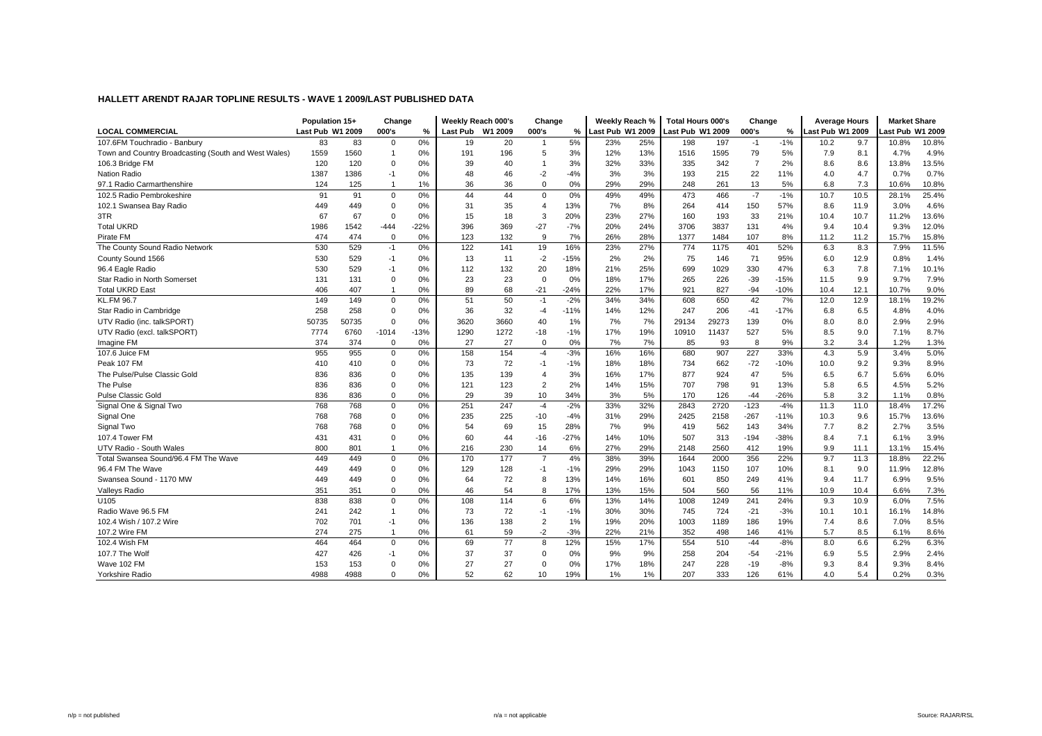# HALLETT ARENDT RAJAR TOPLINE RESULTS - WAVE 1 2009/LAST PUBLISHED DATA

| | Population 15+ | | Change | | Weekly Reach 000's | | Change | | Weekly Reach % | | Total Hours 000's | | Change | | Average Hours | | Market Share | |
|---|---|---|---|---|---|---|---|---|---|---|---|---|---|---|---|---|---|---|
| LOCAL COMMERCIAL | Last Pub | W1 2009 | 000's | % | Last Pub | W1 2009 | 000's | % | Last Pub | W1 2009 | Last Pub | W1 2009 | 000's | % | Last Pub | W1 2009 | Last Pub | W1 2009 |
| 107.6FM Touchradio - Banbury | 83 | 83 | 0 | 0% | 19 | 20 | 1 | 5% | 23% | 25% | 198 | 197 | -1 | -1% | 10.2 | 9.7 | 10.8% | 10.8% |
| Town and Country Broadcasting (South and West Wales) | 1559 | 1560 | 1 | 0% | 191 | 196 | 5 | 3% | 12% | 13% | 1516 | 1595 | 79 | 5% | 7.9 | 8.1 | 4.7% | 4.9% |
| 106.3 Bridge FM | 120 | 120 | 0 | 0% | 39 | 40 | 1 | 3% | 32% | 33% | 335 | 342 | 7 | 2% | 8.6 | 8.6 | 13.8% | 13.5% |
| Nation Radio | 1387 | 1386 | -1 | 0% | 48 | 46 | -2 | -4% | 3% | 3% | 193 | 215 | 22 | 11% | 4.0 | 4.7 | 0.7% | 0.7% |
| 97.1 Radio Carmarthenshire | 124 | 125 | 1 | 1% | 36 | 36 | 0 | 0% | 29% | 29% | 248 | 261 | 13 | 5% | 6.8 | 7.3 | 10.6% | 10.8% |
| 102.5 Radio Pembrokeshire | 91 | 91 | 0 | 0% | 44 | 44 | 0 | 0% | 49% | 49% | 473 | 466 | -7 | -1% | 10.7 | 10.5 | 28.1% | 25.4% |
| 102.1 Swansea Bay Radio | 449 | 449 | 0 | 0% | 31 | 35 | 4 | 13% | 7% | 8% | 264 | 414 | 150 | 57% | 8.6 | 11.9 | 3.0% | 4.6% |
| 3TR | 67 | 67 | 0 | 0% | 15 | 18 | 3 | 20% | 23% | 27% | 160 | 193 | 33 | 21% | 10.4 | 10.7 | 11.2% | 13.6% |
| Total UKRD | 1986 | 1542 | -444 | -22% | 396 | 369 | -27 | -7% | 20% | 24% | 3706 | 3837 | 131 | 4% | 9.4 | 10.4 | 9.3% | 12.0% |
| Pirate FM | 474 | 474 | 0 | 0% | 123 | 132 | 9 | 7% | 26% | 28% | 1377 | 1484 | 107 | 8% | 11.2 | 11.2 | 15.7% | 15.8% |
| The County Sound Radio Network | 530 | 529 | -1 | 0% | 122 | 141 | 19 | 16% | 23% | 27% | 774 | 1175 | 401 | 52% | 6.3 | 8.3 | 7.9% | 11.5% |
| County Sound 1566 | 530 | 529 | -1 | 0% | 13 | 11 | -2 | -15% | 2% | 2% | 75 | 146 | 71 | 95% | 6.0 | 12.9 | 0.8% | 1.4% |
| 96.4 Eagle Radio | 530 | 529 | -1 | 0% | 112 | 132 | 20 | 18% | 21% | 25% | 699 | 1029 | 330 | 47% | 6.3 | 7.8 | 7.1% | 10.1% |
| Star Radio in North Somerset | 131 | 131 | 0 | 0% | 23 | 23 | 0 | 0% | 18% | 17% | 265 | 226 | -39 | -15% | 11.5 | 9.9 | 9.7% | 7.9% |
| Total UKRD East | 406 | 407 | 1 | 0% | 89 | 68 | -21 | -24% | 22% | 17% | 921 | 827 | -94 | -10% | 10.4 | 12.1 | 10.7% | 9.0% |
| KL.FM 96.7 | 149 | 149 | 0 | 0% | 51 | 50 | -1 | -2% | 34% | 34% | 608 | 650 | 42 | 7% | 12.0 | 12.9 | 18.1% | 19.2% |
| Star Radio in Cambridge | 258 | 258 | 0 | 0% | 36 | 32 | -4 | -11% | 14% | 12% | 247 | 206 | -41 | -17% | 6.8 | 6.5 | 4.8% | 4.0% |
| UTV Radio (inc. talkSPORT) | 50735 | 50735 | 0 | 0% | 3620 | 3660 | 40 | 1% | 7% | 7% | 29134 | 29273 | 139 | 0% | 8.0 | 8.0 | 2.9% | 2.9% |
| UTV Radio (excl. talkSPORT) | 7774 | 6760 | -1014 | -13% | 1290 | 1272 | -18 | -1% | 17% | 19% | 10910 | 11437 | 527 | 5% | 8.5 | 9.0 | 7.1% | 8.7% |
| Imagine FM | 374 | 374 | 0 | 0% | 27 | 27 | 0 | 0% | 7% | 7% | 85 | 93 | 8 | 9% | 3.2 | 3.4 | 1.2% | 1.3% |
| 107.6 Juice FM | 955 | 955 | 0 | 0% | 158 | 154 | -4 | -3% | 16% | 16% | 680 | 907 | 227 | 33% | 4.3 | 5.9 | 3.4% | 5.0% |
| Peak 107 FM | 410 | 410 | 0 | 0% | 73 | 72 | -1 | -1% | 18% | 18% | 734 | 662 | -72 | -10% | 10.0 | 9.2 | 9.3% | 8.9% |
| The Pulse/Pulse Classic Gold | 836 | 836 | 0 | 0% | 135 | 139 | 4 | 3% | 16% | 17% | 877 | 924 | 47 | 5% | 6.5 | 6.7 | 5.6% | 6.0% |
| The Pulse | 836 | 836 | 0 | 0% | 121 | 123 | 2 | 2% | 14% | 15% | 707 | 798 | 91 | 13% | 5.8 | 6.5 | 4.5% | 5.2% |
| Pulse Classic Gold | 836 | 836 | 0 | 0% | 29 | 39 | 10 | 34% | 3% | 5% | 170 | 126 | -44 | -26% | 5.8 | 3.2 | 1.1% | 0.8% |
| Signal One & Signal Two | 768 | 768 | 0 | 0% | 251 | 247 | -4 | -2% | 33% | 32% | 2843 | 2720 | -123 | -4% | 11.3 | 11.0 | 18.4% | 17.2% |
| Signal One | 768 | 768 | 0 | 0% | 235 | 225 | -10 | -4% | 31% | 29% | 2425 | 2158 | -267 | -11% | 10.3 | 9.6 | 15.7% | 13.6% |
| Signal Two | 768 | 768 | 0 | 0% | 54 | 69 | 15 | 28% | 7% | 9% | 419 | 562 | 143 | 34% | 7.7 | 8.2 | 2.7% | 3.5% |
| 107.4 Tower FM | 431 | 431 | 0 | 0% | 60 | 44 | -16 | -27% | 14% | 10% | 507 | 313 | -194 | -38% | 8.4 | 7.1 | 6.1% | 3.9% |
| UTV Radio - South Wales | 800 | 801 | 1 | 0% | 216 | 230 | 14 | 6% | 27% | 29% | 2148 | 2560 | 412 | 19% | 9.9 | 11.1 | 13.1% | 15.4% |
| Total Swansea Sound/96.4 FM The Wave | 449 | 449 | 0 | 0% | 170 | 177 | 7 | 4% | 38% | 39% | 1644 | 2000 | 356 | 22% | 9.7 | 11.3 | 18.8% | 22.2% |
| 96.4 FM The Wave | 449 | 449 | 0 | 0% | 129 | 128 | -1 | -1% | 29% | 29% | 1043 | 1150 | 107 | 10% | 8.1 | 9.0 | 11.9% | 12.8% |
| Swansea Sound - 1170 MW | 449 | 449 | 0 | 0% | 64 | 72 | 8 | 13% | 14% | 16% | 601 | 850 | 249 | 41% | 9.4 | 11.7 | 6.9% | 9.5% |
| Valleys Radio | 351 | 351 | 0 | 0% | 46 | 54 | 8 | 17% | 13% | 15% | 504 | 560 | 56 | 11% | 10.9 | 10.4 | 6.6% | 7.3% |
| U105 | 838 | 838 | 0 | 0% | 108 | 114 | 6 | 6% | 13% | 14% | 1008 | 1249 | 241 | 24% | 9.3 | 10.9 | 6.0% | 7.5% |
| Radio Wave 96.5 FM | 241 | 242 | 1 | 0% | 73 | 72 | -1 | -1% | 30% | 30% | 745 | 724 | -21 | -3% | 10.1 | 10.1 | 16.1% | 14.8% |
| 102.4 Wish / 107.2 Wire | 702 | 701 | -1 | 0% | 136 | 138 | 2 | 1% | 19% | 20% | 1003 | 1189 | 186 | 19% | 7.4 | 8.6 | 7.0% | 8.5% |
| 107.2 Wire FM | 274 | 275 | 1 | 0% | 61 | 59 | -2 | -3% | 22% | 21% | 352 | 498 | 146 | 41% | 5.7 | 8.5 | 6.1% | 8.6% |
| 102.4 Wish FM | 464 | 464 | 0 | 0% | 69 | 77 | 8 | 12% | 15% | 17% | 554 | 510 | -44 | -8% | 8.0 | 6.6 | 6.2% | 6.3% |
| 107.7 The Wolf | 427 | 426 | -1 | 0% | 37 | 37 | 0 | 0% | 9% | 9% | 258 | 204 | -54 | -21% | 6.9 | 5.5 | 2.9% | 2.4% |
| Wave 102 FM | 153 | 153 | 0 | 0% | 27 | 27 | 0 | 0% | 17% | 18% | 247 | 228 | -19 | -8% | 9.3 | 8.4 | 9.3% | 8.4% |
| Yorkshire Radio | 4988 | 4988 | 0 | 0% | 52 | 62 | 10 | 19% | 1% | 1% | 207 | 333 | 126 | 61% | 4.0 | 5.4 | 0.2% | 0.3% |

n/p = not published | n/a = not applicable | Source: RAJAR/RSL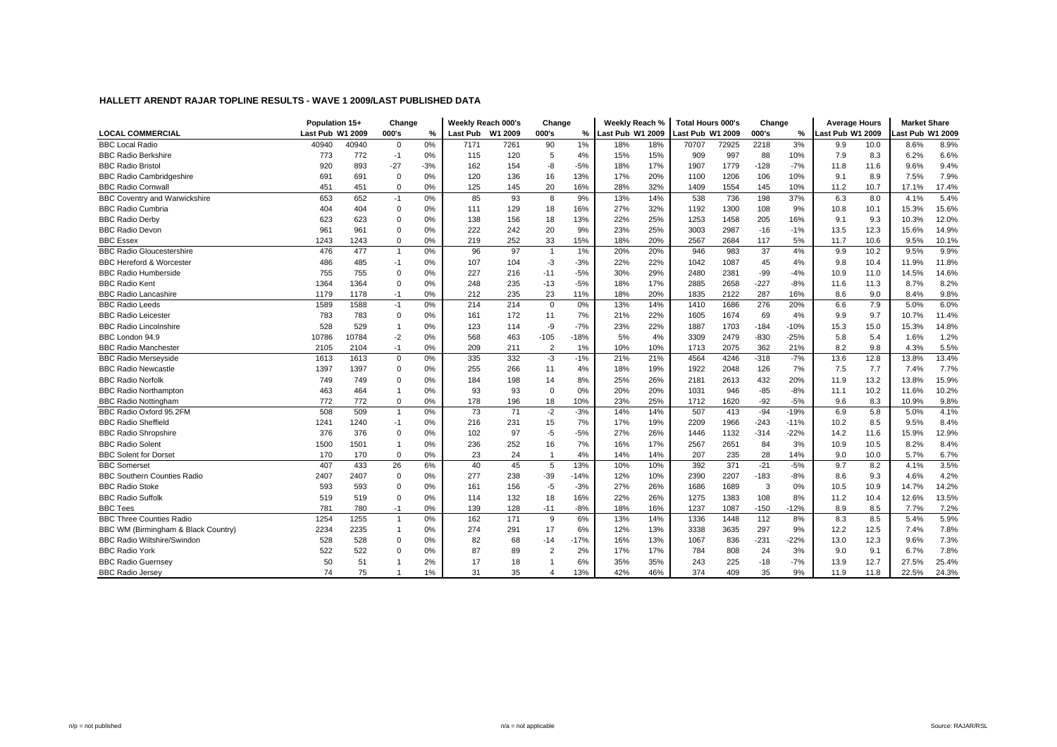# HALLETT ARENDT RAJAR TOPLINE RESULTS - WAVE 1 2009/LAST PUBLISHED DATA

| | Population 15+ | | Change | | Weekly Reach 000's | | Change | | Weekly Reach % | | Total Hours 000's | | Change | | Average Hours | | Market Share | |
|---|---|---|---|---|---|---|---|---|---|---|---|---|---|---|---|---|---|---|
| **LOCAL COMMERCIAL** | Last Pub | W1 2009 | 000's | % | Last Pub | W1 2009 | 000's | % | Last Pub | W1 2009 | Last Pub | W1 2009 | 000's | % | Last Pub | W1 2009 | Last Pub | W1 2009 |
| BBC Local Radio | 40940 | 40940 | 0 | 0% | 7171 | 7261 | 90 | 1% | 18% | 18% | 70707 | 72925 | 2218 | 3% | 9.9 | 10.0 | 8.6% | 8.9% |
| BBC Radio Berkshire | 773 | 772 | -1 | 0% | 115 | 120 | 5 | 4% | 15% | 15% | 909 | 997 | 88 | 10% | 7.9 | 8.3 | 6.2% | 6.6% |
| BBC Radio Bristol | 920 | 893 | -27 | -3% | 162 | 154 | -8 | -5% | 18% | 17% | 1907 | 1779 | -128 | -7% | 11.8 | 11.6 | 9.6% | 9.4% |
| BBC Radio Cambridgeshire | 691 | 691 | 0 | 0% | 120 | 136 | 16 | 13% | 17% | 20% | 1100 | 1206 | 106 | 10% | 9.1 | 8.9 | 7.5% | 7.9% |
| BBC Radio Cornwall | 451 | 451 | 0 | 0% | 125 | 145 | 20 | 16% | 28% | 32% | 1409 | 1554 | 145 | 10% | 11.2 | 10.7 | 17.1% | 17.4% |
| BBC Coventry and Warwickshire | 653 | 652 | -1 | 0% | 85 | 93 | 8 | 9% | 13% | 14% | 538 | 736 | 198 | 37% | 6.3 | 8.0 | 4.1% | 5.4% |
| BBC Radio Cumbria | 404 | 404 | 0 | 0% | 111 | 129 | 18 | 16% | 27% | 32% | 1192 | 1300 | 108 | 9% | 10.8 | 10.1 | 15.3% | 15.6% |
| BBC Radio Derby | 623 | 623 | 0 | 0% | 138 | 156 | 18 | 13% | 22% | 25% | 1253 | 1458 | 205 | 16% | 9.1 | 9.3 | 10.3% | 12.0% |
| BBC Radio Devon | 961 | 961 | 0 | 0% | 222 | 242 | 20 | 9% | 23% | 25% | 3003 | 2987 | -16 | -1% | 13.5 | 12.3 | 15.6% | 14.9% |
| BBC Essex | 1243 | 1243 | 0 | 0% | 219 | 252 | 33 | 15% | 18% | 20% | 2567 | 2684 | 117 | 5% | 11.7 | 10.6 | 9.5% | 10.1% |
| BBC Radio Gloucestershire | 476 | 477 | 1 | 0% | 96 | 97 | 1 | 1% | 20% | 20% | 946 | 983 | 37 | 4% | 9.9 | 10.2 | 9.5% | 9.9% |
| BBC Hereford & Worcester | 486 | 485 | -1 | 0% | 107 | 104 | -3 | -3% | 22% | 22% | 1042 | 1087 | 45 | 4% | 9.8 | 10.4 | 11.9% | 11.8% |
| BBC Radio Humberside | 755 | 755 | 0 | 0% | 227 | 216 | -11 | -5% | 30% | 29% | 2480 | 2381 | -99 | -4% | 10.9 | 11.0 | 14.5% | 14.6% |
| BBC Radio Kent | 1364 | 1364 | 0 | 0% | 248 | 235 | -13 | -5% | 18% | 17% | 2885 | 2658 | -227 | -8% | 11.6 | 11.3 | 8.7% | 8.2% |
| BBC Radio Lancashire | 1179 | 1178 | -1 | 0% | 212 | 235 | 23 | 11% | 18% | 20% | 1835 | 2122 | 287 | 16% | 8.6 | 9.0 | 8.4% | 9.8% |
| BBC Radio Leeds | 1589 | 1588 | -1 | 0% | 214 | 214 | 0 | 0% | 13% | 14% | 1410 | 1686 | 276 | 20% | 6.6 | 7.9 | 5.0% | 6.0% |
| BBC Radio Leicester | 783 | 783 | 0 | 0% | 161 | 172 | 11 | 7% | 21% | 22% | 1605 | 1674 | 69 | 4% | 9.9 | 9.7 | 10.7% | 11.4% |
| BBC Radio Lincolnshire | 528 | 529 | 1 | 0% | 123 | 114 | -9 | -7% | 23% | 22% | 1887 | 1703 | -184 | -10% | 15.3 | 15.0 | 15.3% | 14.8% |
| BBC London 94.9 | 10786 | 10784 | -2 | 0% | 568 | 463 | -105 | -18% | 5% | 4% | 3309 | 2479 | -830 | -25% | 5.8 | 5.4 | 1.6% | 1.2% |
| BBC Radio Manchester | 2105 | 2104 | -1 | 0% | 209 | 211 | 2 | 1% | 10% | 10% | 1713 | 2075 | 362 | 21% | 8.2 | 9.8 | 4.3% | 5.5% |
| BBC Radio Merseyside | 1613 | 1613 | 0 | 0% | 335 | 332 | -3 | -1% | 21% | 21% | 4564 | 4246 | -318 | -7% | 13.6 | 12.8 | 13.8% | 13.4% |
| BBC Radio Newcastle | 1397 | 1397 | 0 | 0% | 255 | 266 | 11 | 4% | 18% | 19% | 1922 | 2048 | 126 | 7% | 7.5 | 7.7 | 7.4% | 7.7% |
| BBC Radio Norfolk | 749 | 749 | 0 | 0% | 184 | 198 | 14 | 8% | 25% | 26% | 2181 | 2613 | 432 | 20% | 11.9 | 13.2 | 13.8% | 15.9% |
| BBC Radio Northampton | 463 | 464 | 1 | 0% | 93 | 93 | 0 | 0% | 20% | 20% | 1031 | 946 | -85 | -8% | 11.1 | 10.2 | 11.6% | 10.2% |
| BBC Radio Nottingham | 772 | 772 | 0 | 0% | 178 | 196 | 18 | 10% | 23% | 25% | 1712 | 1620 | -92 | -5% | 9.6 | 8.3 | 10.9% | 9.8% |
| BBC Radio Oxford 95.2FM | 508 | 509 | 1 | 0% | 73 | 71 | -2 | -3% | 14% | 14% | 507 | 413 | -94 | -19% | 6.9 | 5.8 | 5.0% | 4.1% |
| BBC Radio Sheffield | 1241 | 1240 | -1 | 0% | 216 | 231 | 15 | 7% | 17% | 19% | 2209 | 1966 | -243 | -11% | 10.2 | 8.5 | 9.5% | 8.4% |
| BBC Radio Shropshire | 376 | 376 | 0 | 0% | 102 | 97 | -5 | -5% | 27% | 26% | 1446 | 1132 | -314 | -22% | 14.2 | 11.6 | 15.9% | 12.9% |
| BBC Radio Solent | 1500 | 1501 | 1 | 0% | 236 | 252 | 16 | 7% | 16% | 17% | 2567 | 2651 | 84 | 3% | 10.9 | 10.5 | 8.2% | 8.4% |
| BBC Solent for Dorset | 170 | 170 | 0 | 0% | 23 | 24 | 1 | 4% | 14% | 14% | 207 | 235 | 28 | 14% | 9.0 | 10.0 | 5.7% | 6.7% |
| BBC Somerset | 407 | 433 | 26 | 6% | 40 | 45 | 5 | 13% | 10% | 10% | 392 | 371 | -21 | -5% | 9.7 | 8.2 | 4.1% | 3.5% |
| BBC Southern Counties Radio | 2407 | 2407 | 0 | 0% | 277 | 238 | -39 | -14% | 12% | 10% | 2390 | 2207 | -183 | -8% | 8.6 | 9.3 | 4.6% | 4.2% |
| BBC Radio Stoke | 593 | 593 | 0 | 0% | 161 | 156 | -5 | -3% | 27% | 26% | 1686 | 1689 | 3 | 0% | 10.5 | 10.9 | 14.7% | 14.2% |
| BBC Radio Suffolk | 519 | 519 | 0 | 0% | 114 | 132 | 18 | 16% | 22% | 26% | 1275 | 1383 | 108 | 8% | 11.2 | 10.4 | 12.6% | 13.5% |
| BBC Tees | 781 | 780 | -1 | 0% | 139 | 128 | -11 | -8% | 18% | 16% | 1237 | 1087 | -150 | -12% | 8.9 | 8.5 | 7.7% | 7.2% |
| BBC Three Counties Radio | 1254 | 1255 | 1 | 0% | 162 | 171 | 9 | 6% | 13% | 14% | 1336 | 1448 | 112 | 8% | 8.3 | 8.5 | 5.4% | 5.9% |
| BBC WM (Birmingham & Black Country) | 2234 | 2235 | 1 | 0% | 274 | 291 | 17 | 6% | 12% | 13% | 3338 | 3635 | 297 | 9% | 12.2 | 12.5 | 7.4% | 7.8% |
| BBC Radio Wiltshire/Swindon | 528 | 528 | 0 | 0% | 82 | 68 | -14 | -17% | 16% | 13% | 1067 | 836 | -231 | -22% | 13.0 | 12.3 | 9.6% | 7.3% |
| BBC Radio York | 522 | 522 | 0 | 0% | 87 | 89 | 2 | 2% | 17% | 17% | 784 | 808 | 24 | 3% | 9.0 | 9.1 | 6.7% | 7.8% |
| BBC Radio Guernsey | 50 | 51 | 1 | 2% | 17 | 18 | 1 | 6% | 35% | 35% | 243 | 225 | -18 | -7% | 13.9 | 12.7 | 27.5% | 25.4% |
| BBC Radio Jersey | 74 | 75 | 1 | 1% | 31 | 35 | 4 | 13% | 42% | 46% | 374 | 409 | 35 | 9% | 11.9 | 11.8 | 22.5% | 24.3% |

n/p = not published | n/a = not applicable | Source: RAJAR/RSL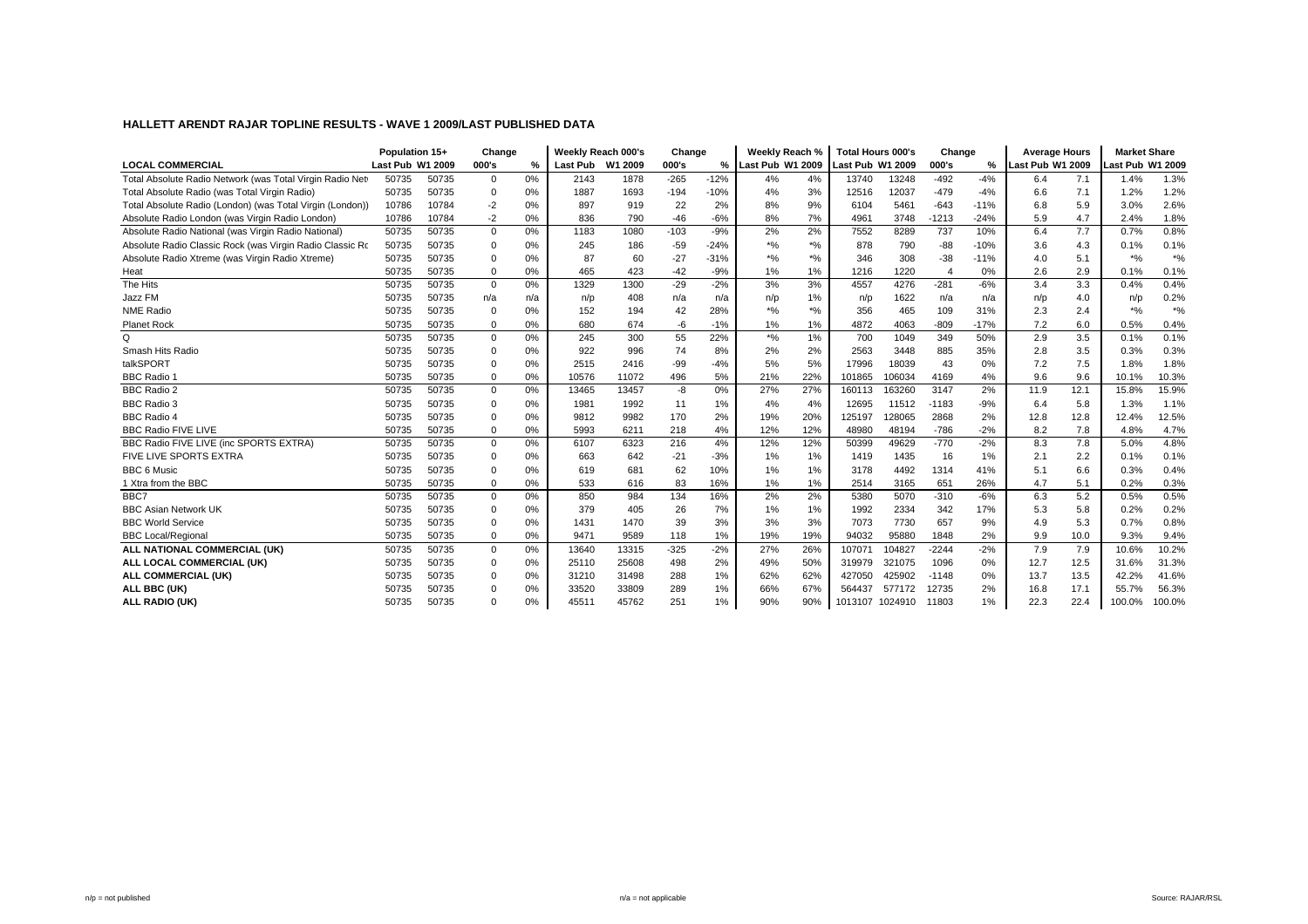# HALLETT ARENDT RAJAR TOPLINE RESULTS - WAVE 1 2009/LAST PUBLISHED DATA

| LOCAL COMMERCIAL | Population 15+ Last Pub | Population 15+ W1 2009 | Change 000's | Change % | Weekly Reach 000's Last Pub | Weekly Reach 000's W1 2009 | Change 000's | Change % | Weekly Reach % Last Pub | Weekly Reach % W1 2009 | Total Hours 000's Last Pub | Total Hours 000's W1 2009 | Change 000's | Change % | Average Hours Last Pub | Average Hours W1 2009 | Market Share Last Pub | Market Share W1 2009 |
|---|---|---|---|---|---|---|---|---|---|---|---|---|---|---|---|---|---|---|
| Total Absolute Radio Network (was Total Virgin Radio Net | 50735 | 50735 | 0 | 0% | 2143 | 1878 | -265 | -12% | 4% | 4% | 13740 | 13248 | -492 | -4% | 6.4 | 7.1 | 1.4% | 1.3% |
| Total Absolute Radio (was Total Virgin Radio) | 50735 | 50735 | 0 | 0% | 1887 | 1693 | -194 | -10% | 4% | 3% | 12516 | 12037 | -479 | -4% | 6.6 | 7.1 | 1.2% | 1.2% |
| Total Absolute Radio (London) (was Total Virgin (London)) | 10786 | 10784 | -2 | 0% | 897 | 919 | 22 | 2% | 8% | 9% | 6104 | 5461 | -643 | -11% | 6.8 | 5.9 | 3.0% | 2.6% |
| Absolute Radio London (was Virgin Radio London) | 10786 | 10784 | -2 | 0% | 836 | 790 | -46 | -6% | 8% | 7% | 4961 | 3748 | -1213 | -24% | 5.9 | 4.7 | 2.4% | 1.8% |
| Absolute Radio National (was Virgin Radio National) | 50735 | 50735 | 0 | 0% | 1183 | 1080 | -103 | -9% | 2% | 2% | 7552 | 8289 | 737 | 10% | 6.4 | 7.7 | 0.7% | 0.8% |
| Absolute Radio Classic Rock (was Virgin Radio Classic Rc | 50735 | 50735 | 0 | 0% | 245 | 186 | -59 | -24% | *% | *% | 878 | 790 | -88 | -10% | 3.6 | 4.3 | 0.1% | 0.1% |
| Absolute Radio Xtreme (was Virgin Radio Xtreme) | 50735 | 50735 | 0 | 0% | 87 | 60 | -27 | -31% | *% | *% | 346 | 308 | -38 | -11% | 4.0 | 5.1 | *% | *% |
| Heat | 50735 | 50735 | 0 | 0% | 465 | 423 | -42 | -9% | 1% | 1% | 1216 | 1220 | 4 | 0% | 2.6 | 2.9 | 0.1% | 0.1% |
| The Hits | 50735 | 50735 | 0 | 0% | 1329 | 1300 | -29 | -2% | 3% | 3% | 4557 | 4276 | -281 | -6% | 3.4 | 3.3 | 0.4% | 0.4% |
| Jazz FM | 50735 | 50735 | n/a | n/a | n/p | 408 | n/a | n/a | n/p | 1% | n/p | 1622 | n/a | n/a | n/p | 4.0 | n/p | 0.2% |
| NME Radio | 50735 | 50735 | 0 | 0% | 152 | 194 | 42 | 28% | *% | *% | 356 | 465 | 109 | 31% | 2.3 | 2.4 | *% | *% |
| Planet Rock | 50735 | 50735 | 0 | 0% | 680 | 674 | -6 | -1% | 1% | 1% | 4872 | 4063 | -809 | -17% | 7.2 | 6.0 | 0.5% | 0.4% |
| Q | 50735 | 50735 | 0 | 0% | 245 | 300 | 55 | 22% | *% | 1% | 700 | 1049 | 349 | 50% | 2.9 | 3.5 | 0.1% | 0.1% |
| Smash Hits Radio | 50735 | 50735 | 0 | 0% | 922 | 996 | 74 | 8% | 2% | 2% | 2563 | 3448 | 885 | 35% | 2.8 | 3.5 | 0.3% | 0.3% |
| talkSPORT | 50735 | 50735 | 0 | 0% | 2515 | 2416 | -99 | -4% | 5% | 5% | 17996 | 18039 | 43 | 0% | 7.2 | 7.5 | 1.8% | 1.8% |
| BBC Radio 1 | 50735 | 50735 | 0 | 0% | 10576 | 11072 | 496 | 5% | 21% | 22% | 101865 | 106034 | 4169 | 4% | 9.6 | 9.6 | 10.1% | 10.3% |
| BBC Radio 2 | 50735 | 50735 | 0 | 0% | 13465 | 13457 | -8 | 0% | 27% | 27% | 160113 | 163260 | 3147 | 2% | 11.9 | 12.1 | 15.8% | 15.9% |
| BBC Radio 3 | 50735 | 50735 | 0 | 0% | 1981 | 1992 | 11 | 1% | 4% | 4% | 12695 | 11512 | -1183 | -9% | 6.4 | 5.8 | 1.3% | 1.1% |
| BBC Radio 4 | 50735 | 50735 | 0 | 0% | 9812 | 9982 | 170 | 2% | 19% | 20% | 125197 | 128065 | 2868 | 2% | 12.8 | 12.8 | 12.4% | 12.5% |
| BBC Radio FIVE LIVE | 50735 | 50735 | 0 | 0% | 5993 | 6211 | 218 | 4% | 12% | 12% | 48980 | 48194 | -786 | -2% | 8.2 | 7.8 | 4.8% | 4.7% |
| BBC Radio FIVE LIVE (inc SPORTS EXTRA) | 50735 | 50735 | 0 | 0% | 6107 | 6323 | 216 | 4% | 12% | 12% | 50399 | 49629 | -770 | -2% | 8.3 | 7.8 | 5.0% | 4.8% |
| FIVE LIVE SPORTS EXTRA | 50735 | 50735 | 0 | 0% | 663 | 642 | -21 | -3% | 1% | 1% | 1419 | 1435 | 16 | 1% | 2.1 | 2.2 | 0.1% | 0.1% |
| BBC 6 Music | 50735 | 50735 | 0 | 0% | 619 | 681 | 62 | 10% | 1% | 1% | 3178 | 4492 | 1314 | 41% | 5.1 | 6.6 | 0.3% | 0.4% |
| 1 Xtra from the BBC | 50735 | 50735 | 0 | 0% | 533 | 616 | 83 | 16% | 1% | 1% | 2514 | 3165 | 651 | 26% | 4.7 | 5.1 | 0.2% | 0.3% |
| BBC7 | 50735 | 50735 | 0 | 0% | 850 | 984 | 134 | 16% | 2% | 2% | 5380 | 5070 | -310 | -6% | 6.3 | 5.2 | 0.5% | 0.5% |
| BBC Asian Network UK | 50735 | 50735 | 0 | 0% | 379 | 405 | 26 | 7% | 1% | 1% | 1992 | 2334 | 342 | 17% | 5.3 | 5.8 | 0.2% | 0.2% |
| BBC World Service | 50735 | 50735 | 0 | 0% | 1431 | 1470 | 39 | 3% | 3% | 3% | 7073 | 7730 | 657 | 9% | 4.9 | 5.3 | 0.7% | 0.8% |
| BBC Local/Regional | 50735 | 50735 | 0 | 0% | 9471 | 9589 | 118 | 1% | 19% | 19% | 94032 | 95880 | 1848 | 2% | 9.9 | 10.0 | 9.3% | 9.4% |
| **ALL NATIONAL COMMERCIAL (UK)** | 50735 | 50735 | 0 | 0% | 13640 | 13315 | -325 | -2% | 27% | 26% | 107071 | 104827 | -2244 | -2% | 7.9 | 7.9 | 10.6% | 10.2% |
| **ALL LOCAL COMMERCIAL (UK)** | 50735 | 50735 | 0 | 0% | 25110 | 25608 | 498 | 2% | 49% | 50% | 319979 | 321075 | 1096 | 0% | 12.7 | 12.5 | 31.6% | 31.3% |
| **ALL COMMERCIAL (UK)** | 50735 | 50735 | 0 | 0% | 31210 | 31498 | 288 | 1% | 62% | 62% | 427050 | 425902 | -1148 | 0% | 13.7 | 13.5 | 42.2% | 41.6% |
| **ALL BBC (UK)** | 50735 | 50735 | 0 | 0% | 33520 | 33809 | 289 | 1% | 66% | 67% | 564437 | 577172 | 12735 | 2% | 16.8 | 17.1 | 55.7% | 56.3% |
| **ALL RADIO (UK)** | 50735 | 50735 | 0 | 0% | 45511 | 45762 | 251 | 1% | 90% | 90% | 1013107 | 1024910 | 11803 | 1% | 22.3 | 22.4 | 100.0% | 100.0% |

n/p = not published

n/a = not applicable

Source: RAJAR/RSL